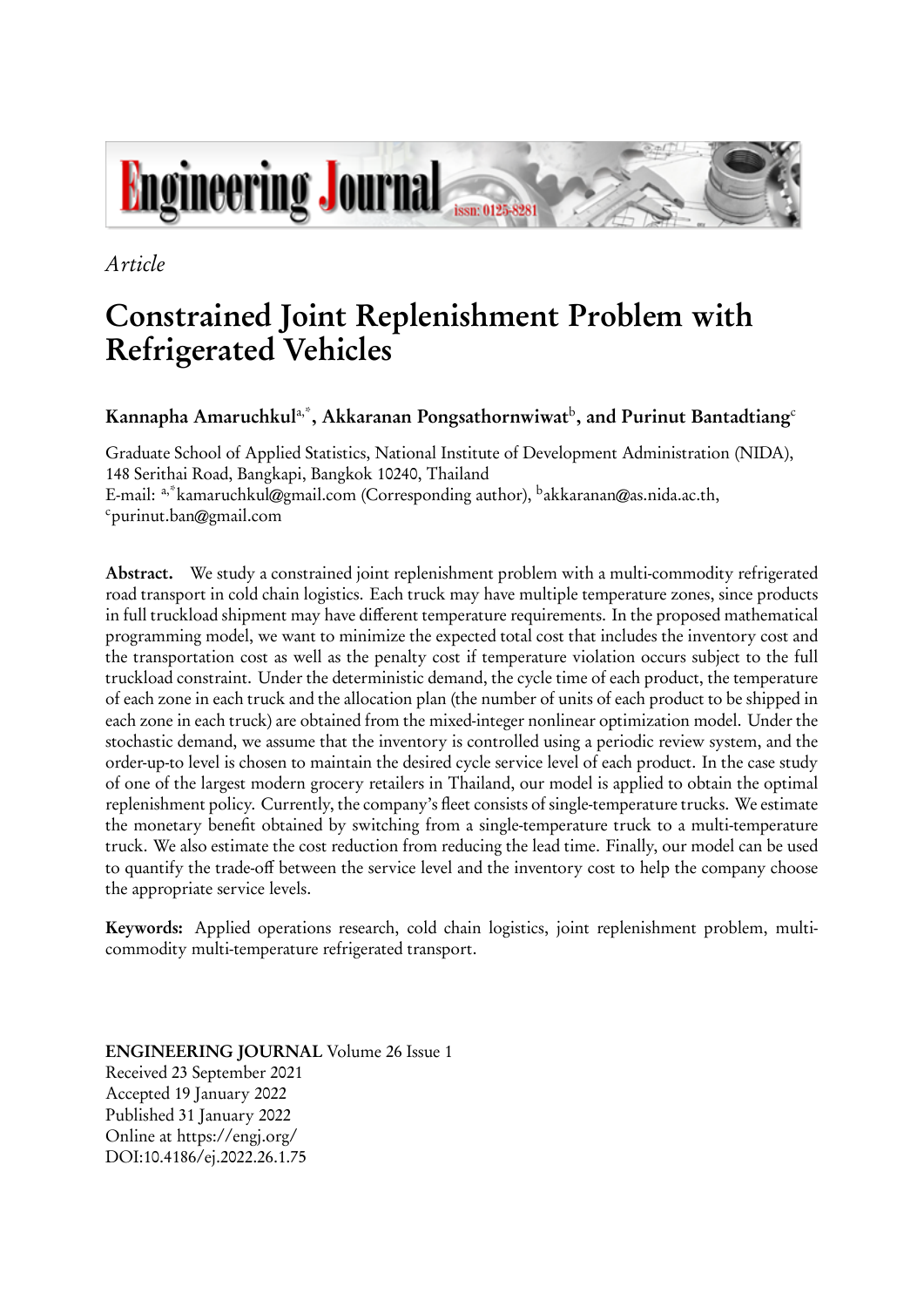*Article*

# Constrained Joint Replenishment Problem with Refrigerated Vehicles

**Kannapha Amaruchkul[a,*], Akkaranan Pongsathornwiwat[b], and Purinut Bantadtiang[c]**

Graduate School of Applied Statistics, National Institute of Development Administration (NIDA), 148 Serithai Road, Bangkapi, Bangkok 10240, Thailand
E-mail: [a,*]kamaruchkul@gmail.com (Corresponding author), [b]akkaranan@as.nida.ac.th, [c]purinut.ban@gmail.com

**Abstract.** We study a constrained joint replenishment problem with a multi-commodity refrigerated road transport in cold chain logistics. Each truck may have multiple temperature zones, since products in full truckload shipment may have different temperature requirements. In the proposed mathematical programming model, we want to minimize the expected total cost that includes the inventory cost and the transportation cost as well as the penalty cost if temperature violation occurs subject to the full truckload constraint. Under the deterministic demand, the cycle time of each product, the temperature of each zone in each truck and the allocation plan (the number of units of each product to be shipped in each zone in each truck) are obtained from the mixed-integer nonlinear optimization model. Under the stochastic demand, we assume that the inventory is controlled using a periodic review system, and the order-up-to level is chosen to maintain the desired cycle service level of each product. In the case study of one of the largest modern grocery retailers in Thailand, our model is applied to obtain the optimal replenishment policy. Currently, the company's fleet consists of single-temperature trucks. We estimate the monetary benefit obtained by switching from a single-temperature truck to a multi-temperature truck. We also estimate the cost reduction from reducing the lead time. Finally, our model can be used to quantify the trade-off between the service level and the inventory cost to help the company choose the appropriate service levels.

**Keywords:** Applied operations research, cold chain logistics, joint replenishment problem, multi-commodity multi-temperature refrigerated transport.

**ENGINEERING JOURNAL** Volume 26 Issue 1
Received 23 September 2021
Accepted 19 January 2022
Published 31 January 2022
Online at https://engj.org/
DOI:10.4186/ej.2022.26.1.75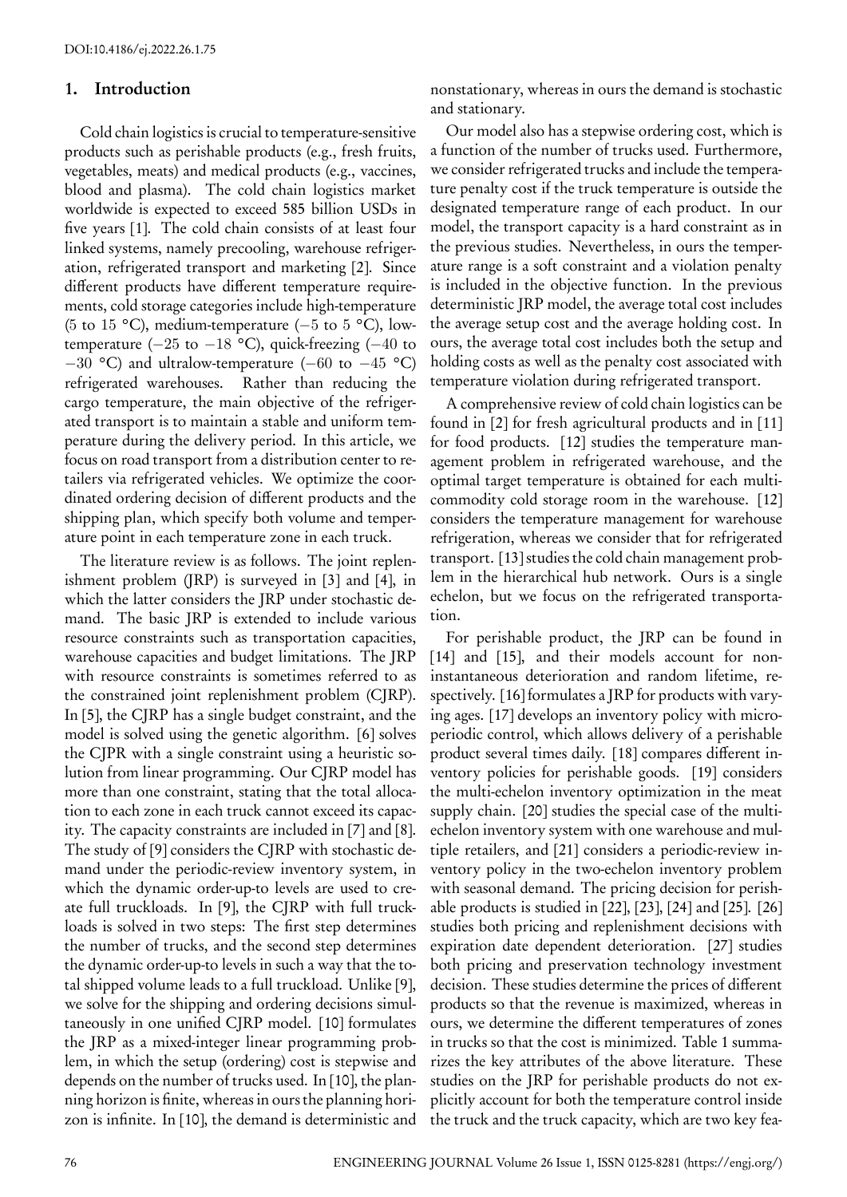## 1. Introduction

Cold chain logistics is crucial to temperature-sensitive products such as perishable products (e.g., fresh fruits, vegetables, meats) and medical products (e.g., vaccines, blood and plasma). The cold chain logistics market worldwide is expected to exceed 585 billion USDs in five years [1]. The cold chain consists of at least four linked systems, namely precooling, warehouse refrigeration, refrigerated transport and marketing [2]. Since different products have different temperature requirements, cold storage categories include high-temperature (5 to 15 °C), medium-temperature (−5 to 5 °C), low-temperature (−25 to −18 °C), quick-freezing (−40 to −30 °C) and ultralow-temperature (−60 to −45 °C) refrigerated warehouses. Rather than reducing the cargo temperature, the main objective of the refrigerated transport is to maintain a stable and uniform temperature during the delivery period. In this article, we focus on road transport from a distribution center to retailers via refrigerated vehicles. We optimize the coordinated ordering decision of different products and the shipping plan, which specify both volume and temperature point in each temperature zone in each truck.

The literature review is as follows. The joint replenishment problem (JRP) is surveyed in [3] and [4], in which the latter considers the JRP under stochastic demand. The basic JRP is extended to include various resource constraints such as transportation capacities, warehouse capacities and budget limitations. The JRP with resource constraints is sometimes referred to as the constrained joint replenishment problem (CJRP). In [5], the CJRP has a single budget constraint, and the model is solved using the genetic algorithm. [6] solves the CJPR with a single constraint using a heuristic solution from linear programming. Our CJRP model has more than one constraint, stating that the total allocation to each zone in each truck cannot exceed its capacity. The capacity constraints are included in [7] and [8]. The study of [9] considers the CJRP with stochastic demand under the periodic-review inventory system, in which the dynamic order-up-to levels are used to create full truckloads. In [9], the CJRP with full truckloads is solved in two steps: The first step determines the number of trucks, and the second step determines the dynamic order-up-to levels in such a way that the total shipped volume leads to a full truckload. Unlike [9], we solve for the shipping and ordering decisions simultaneously in one unified CJRP model. [10] formulates the JRP as a mixed-integer linear programming problem, in which the setup (ordering) cost is stepwise and depends on the number of trucks used. In [10], the planning horizon is finite, whereas in ours the planning horizon is infinite. In [10], the demand is deterministic and nonstationary, whereas in ours the demand is stochastic and stationary.

Our model also has a stepwise ordering cost, which is a function of the number of trucks used. Furthermore, we consider refrigerated trucks and include the temperature penalty cost if the truck temperature is outside the designated temperature range of each product. In our model, the transport capacity is a hard constraint as in the previous studies. Nevertheless, in ours the temperature range is a soft constraint and a violation penalty is included in the objective function. In the previous deterministic JRP model, the average total cost includes the average setup cost and the average holding cost. In ours, the average total cost includes both the setup and holding costs as well as the penalty cost associated with temperature violation during refrigerated transport.

A comprehensive review of cold chain logistics can be found in [2] for fresh agricultural products and in [11] for food products. [12] studies the temperature management problem in refrigerated warehouse, and the optimal target temperature is obtained for each multi-commodity cold storage room in the warehouse. [12] considers the temperature management for warehouse refrigeration, whereas we consider that for refrigerated transport. [13] studies the cold chain management problem in the hierarchical hub network. Ours is a single echelon, but we focus on the refrigerated transportation.

For perishable product, the JRP can be found in [14] and [15], and their models account for non-instantaneous deterioration and random lifetime, respectively. [16] formulates a JRP for products with varying ages. [17] develops an inventory policy with micro-periodic control, which allows delivery of a perishable product several times daily. [18] compares different inventory policies for perishable goods. [19] considers the multi-echelon inventory optimization in the meat supply chain. [20] studies the special case of the multi-echelon inventory system with one warehouse and multiple retailers, and [21] considers a periodic-review inventory policy in the two-echelon inventory problem with seasonal demand. The pricing decision for perishable products is studied in [22], [23], [24] and [25]. [26] studies both pricing and replenishment decisions with expiration date dependent deterioration. [27] studies both pricing and preservation technology investment decision. These studies determine the prices of different products so that the revenue is maximized, whereas in ours, we determine the different temperatures of zones in trucks so that the cost is minimized. Table 1 summarizes the key attributes of the above literature. These studies on the JRP for perishable products do not explicitly account for both the temperature control inside the truck and the truck capacity, which are two key fea-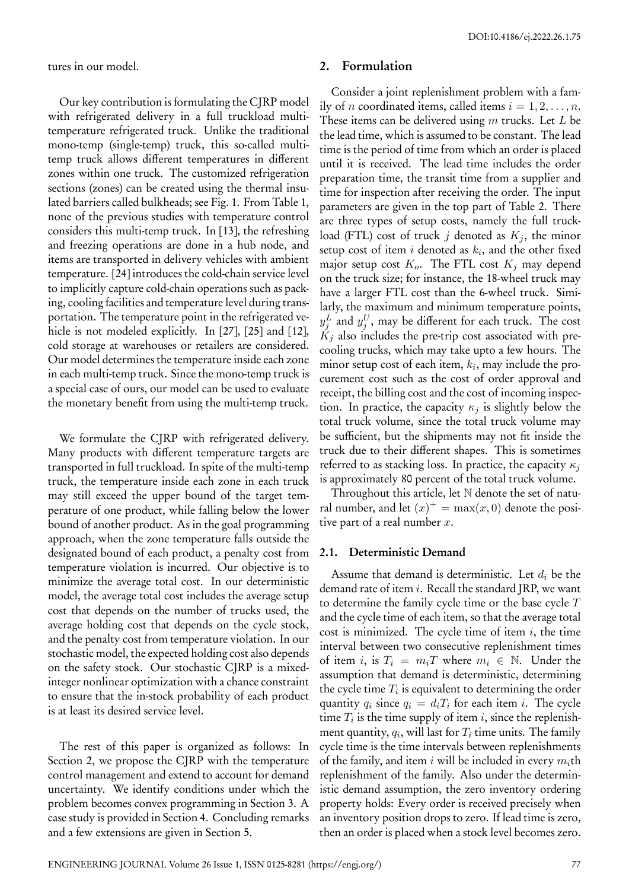tures in our model.

Our key contribution is formulating the CJRP model with refrigerated delivery in a full truckload multi-temperature refrigerated truck. Unlike the traditional mono-temp (single-temp) truck, this so-called multi-temp truck allows different temperatures in different zones within one truck. The customized refrigeration sections (zones) can be created using the thermal insulated barriers called bulkheads; see Fig. 1. From Table 1, none of the previous studies with temperature control considers this multi-temp truck. In [13], the refreshing and freezing operations are done in a hub node, and items are transported in delivery vehicles with ambient temperature. [24] introduces the cold-chain service level to implicitly capture cold-chain operations such as packing, cooling facilities and temperature level during transportation. The temperature point in the refrigerated vehicle is not modeled explicitly. In [27], [25] and [12], cold storage at warehouses or retailers are considered. Our model determines the temperature inside each zone in each multi-temp truck. Since the mono-temp truck is a special case of ours, our model can be used to evaluate the monetary benefit from using the multi-temp truck.

We formulate the CJRP with refrigerated delivery. Many products with different temperature targets are transported in full truckload. In spite of the multi-temp truck, the temperature inside each zone in each truck may still exceed the upper bound of the target temperature of one product, while falling below the lower bound of another product. As in the goal programming approach, when the zone temperature falls outside the designated bound of each product, a penalty cost from temperature violation is incurred. Our objective is to minimize the average total cost. In our deterministic model, the average total cost includes the average setup cost that depends on the number of trucks used, the average holding cost that depends on the cycle stock, and the penalty cost from temperature violation. In our stochastic model, the expected holding cost also depends on the safety stock. Our stochastic CJRP is a mixed-integer nonlinear optimization with a chance constraint to ensure that the in-stock probability of each product is at least its desired service level.

The rest of this paper is organized as follows: In Section 2, we propose the CJRP with the temperature control management and extend to account for demand uncertainty. We identify conditions under which the problem becomes convex programming in Section 3. A case study is provided in Section 4. Concluding remarks and a few extensions are given in Section 5.

## 2. Formulation

Consider a joint replenishment problem with a family of $n$ coordinated items, called items $i = 1, 2, \ldots, n$. These items can be delivered using $m$ trucks. Let $L$ be the lead time, which is assumed to be constant. The lead time is the period of time from which an order is placed until it is received. The lead time includes the order preparation time, the transit time from a supplier and time for inspection after receiving the order. The input parameters are given in the top part of Table 2. There are three types of setup costs, namely the full truckload (FTL) cost of truck $j$ denoted as $K_j$, the minor setup cost of item $i$ denoted as $k_i$, and the other fixed major setup cost $K_o$. The FTL cost $K_j$ may depend on the truck size; for instance, the 18-wheel truck may have a larger FTL cost than the 6-wheel truck. Similarly, the maximum and minimum temperature points, $y_j^L$ and $y_j^U$, may be different for each truck. The cost $K_j$ also includes the pre-trip cost associated with precooling trucks, which may take upto a few hours. The minor setup cost of each item, $k_i$, may include the procurement cost such as the cost of order approval and receipt, the billing cost and the cost of incoming inspection. In practice, the capacity $\kappa_j$ is slightly below the total truck volume, since the total truck volume may be sufficient, but the shipments may not fit inside the truck due to their different shapes. This is sometimes referred to as stacking loss. In practice, the capacity $\kappa_j$ is approximately 80 percent of the total truck volume.

Throughout this article, let $\mathbb{N}$ denote the set of natural number, and let $(x)^+ = \max(x, 0)$ denote the positive part of a real number $x$.

### 2.1. Deterministic Demand

Assume that demand is deterministic. Let $d_i$ be the demand rate of item $i$. Recall the standard JRP, we want to determine the family cycle time or the base cycle $T$ and the cycle time of each item, so that the average total cost is minimized. The cycle time of item $i$, the time interval between two consecutive replenishment times of item $i$, is $T_i = m_i T$ where $m_i \in \mathbb{N}$. Under the assumption that demand is deterministic, determining the cycle time $T_i$ is equivalent to determining the order quantity $q_i$ since $q_i = d_i T_i$ for each item $i$. The cycle time $T_i$ is the time supply of item $i$, since the replenishment quantity, $q_i$, will last for $T_i$ time units. The family cycle time is the time intervals between replenishments of the family, and item $i$ will be included in every $m_i$th replenishment of the family. Also under the deterministic demand assumption, the zero inventory ordering property holds: Every order is received precisely when an inventory position drops to zero. If lead time is zero, then an order is placed when a stock level becomes zero.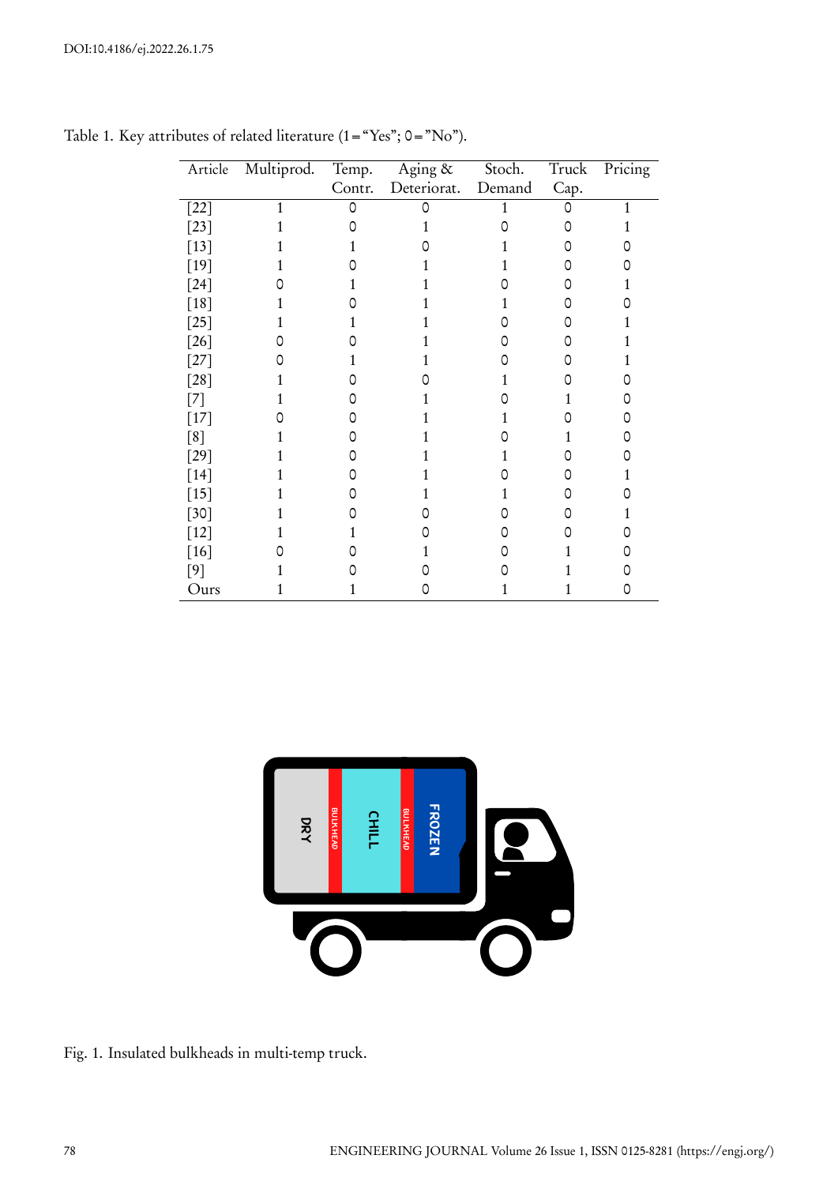Table 1. Key attributes of related literature (1="Yes"; 0="No").

| Article | Multiprod. | Temp. Contr. | Aging & Deteriorat. | Stoch. Demand | Truck Cap. | Pricing |
|---|---|---|---|---|---|---|
| [22] | 1 | 0 | 0 | 1 | 0 | 1 |
| [23] | 1 | 0 | 1 | 0 | 0 | 1 |
| [13] | 1 | 1 | 0 | 1 | 0 | 0 |
| [19] | 1 | 0 | 1 | 1 | 0 | 0 |
| [24] | 0 | 1 | 1 | 0 | 0 | 1 |
| [18] | 1 | 0 | 1 | 1 | 0 | 0 |
| [25] | 1 | 1 | 1 | 0 | 0 | 1 |
| [26] | 0 | 0 | 1 | 0 | 0 | 1 |
| [27] | 0 | 1 | 1 | 0 | 0 | 1 |
| [28] | 1 | 0 | 0 | 1 | 0 | 0 |
| [7] | 1 | 0 | 1 | 0 | 1 | 0 |
| [17] | 0 | 0 | 1 | 1 | 0 | 0 |
| [8] | 1 | 0 | 1 | 0 | 1 | 0 |
| [29] | 1 | 0 | 1 | 1 | 0 | 0 |
| [14] | 1 | 0 | 1 | 0 | 0 | 1 |
| [15] | 1 | 0 | 1 | 1 | 0 | 0 |
| [30] | 1 | 0 | 0 | 0 | 0 | 1 |
| [12] | 1 | 1 | 0 | 0 | 0 | 0 |
| [16] | 0 | 0 | 1 | 0 | 1 | 0 |
| [9] | 1 | 0 | 0 | 0 | 1 | 0 |
| Ours | 1 | 1 | 0 | 1 | 1 | 0 |

Fig. 1. Insulated bulkheads in multi-temp truck.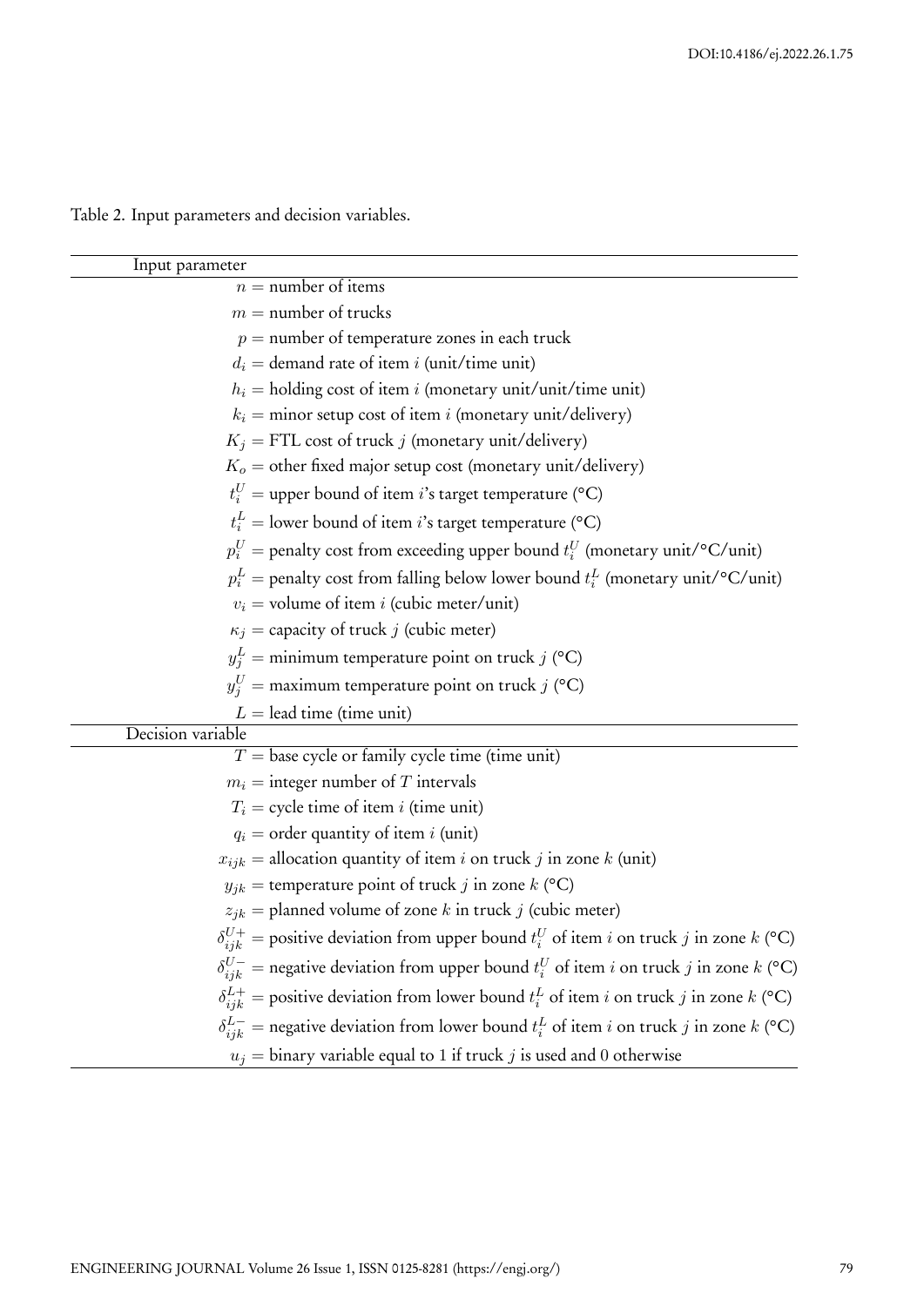Table 2. Input parameters and decision variables.

| Input parameter |
|---|
| $n$ = number of items |
| $m$ = number of trucks |
| $p$ = number of temperature zones in each truck |
| $d_i$ = demand rate of item $i$ (unit/time unit) |
| $h_i$ = holding cost of item $i$ (monetary unit/unit/time unit) |
| $k_i$ = minor setup cost of item $i$ (monetary unit/delivery) |
| $K_j$ = FTL cost of truck $j$ (monetary unit/delivery) |
| $K_o$ = other fixed major setup cost (monetary unit/delivery) |
| $t_i^U$ = upper bound of item $i$'s target temperature (°C) |
| $t_i^L$ = lower bound of item $i$'s target temperature (°C) |
| $p_i^U$ = penalty cost from exceeding upper bound $t_i^U$ (monetary unit/°C/unit) |
| $p_i^L$ = penalty cost from falling below lower bound $t_i^L$ (monetary unit/°C/unit) |
| $v_i$ = volume of item $i$ (cubic meter/unit) |
| $\kappa_j$ = capacity of truck $j$ (cubic meter) |
| $y_j^L$ = minimum temperature point on truck $j$ (°C) |
| $y_j^U$ = maximum temperature point on truck $j$ (°C) |
| $L$ = lead time (time unit) |
| **Decision variable** |
| $T$ = base cycle or family cycle time (time unit) |
| $m_i$ = integer number of $T$ intervals |
| $T_i$ = cycle time of item $i$ (time unit) |
| $q_i$ = order quantity of item $i$ (unit) |
| $x_{ijk}$ = allocation quantity of item $i$ on truck $j$ in zone $k$ (unit) |
| $y_{jk}$ = temperature point of truck $j$ in zone $k$ (°C) |
| $z_{jk}$ = planned volume of zone $k$ in truck $j$ (cubic meter) |
| $\delta_{ijk}^{U+}$ = positive deviation from upper bound $t_i^U$ of item $i$ on truck $j$ in zone $k$ (°C) |
| $\delta_{ijk}^{U-}$ = negative deviation from upper bound $t_i^U$ of item $i$ on truck $j$ in zone $k$ (°C) |
| $\delta_{ijk}^{L+}$ = positive deviation from lower bound $t_i^L$ of item $i$ on truck $j$ in zone $k$ (°C) |
| $\delta_{ijk}^{L-}$ = negative deviation from lower bound $t_i^L$ of item $i$ on truck $j$ in zone $k$ (°C) |
| $u_j$ = binary variable equal to 1 if truck $j$ is used and 0 otherwise |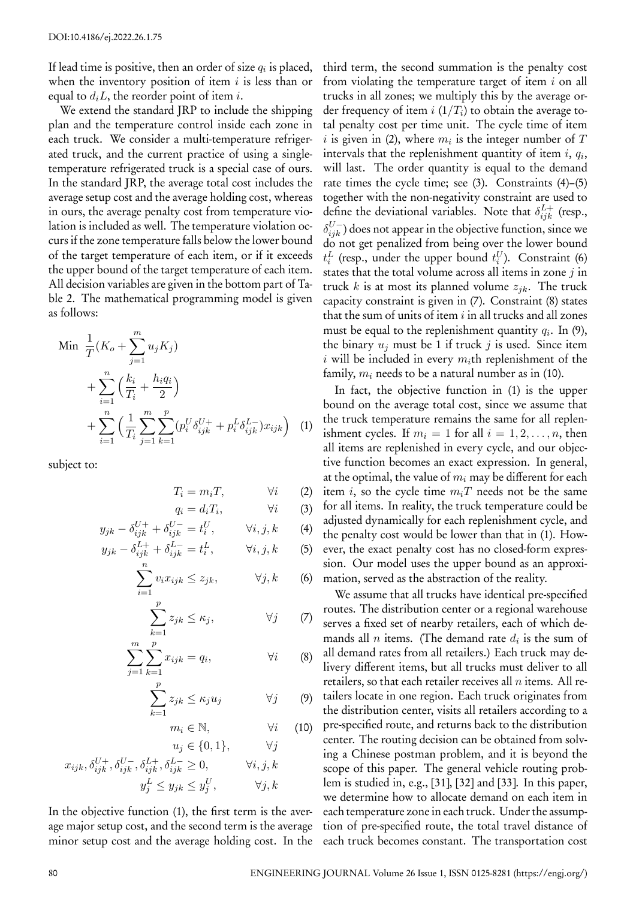If lead time is positive, then an order of size $q_i$ is placed, when the inventory position of item $i$ is less than or equal to $d_i L$, the reorder point of item $i$.

We extend the standard JRP to include the shipping plan and the temperature control inside each zone in each truck. We consider a multi-temperature refrigerated truck, and the current practice of using a single-temperature refrigerated truck is a special case of ours. In the standard JRP, the average total cost includes the average setup cost and the average holding cost, whereas in ours, the average penalty cost from temperature violation is included as well. The temperature violation occurs if the zone temperature falls below the lower bound of the target temperature of each item, or if it exceeds the upper bound of the target temperature of each item. All decision variables are given in the bottom part of Table 2. The mathematical programming model is given as follows:

$$
\begin{aligned}
\text{Min } & \frac{1}{T}\Big(K_o + \sum_{j=1}^{m} u_j K_j\Big) \\
& + \sum_{i=1}^{n}\Big(\frac{k_i}{T_i} + \frac{h_i q_i}{2}\Big) \\
& + \sum_{i=1}^{n}\Big(\frac{1}{T_i}\sum_{j=1}^{m}\sum_{k=1}^{p}(p_i^U \delta_{ijk}^{U+} + p_i^L \delta_{ijk}^{L-}) x_{ijk}\Big) \qquad (1)
\end{aligned}
$$

subject to:

$$
\begin{aligned}
T_i &= m_i T, & \forall i \quad (2)\\
q_i &= d_i T_i, & \forall i \quad (3)\\
y_{jk} - \delta_{ijk}^{U+} + \delta_{ijk}^{U-} &= t_i^U, & \forall i,j,k \quad (4)\\
y_{jk} - \delta_{ijk}^{L+} + \delta_{ijk}^{L-} &= t_i^L, & \forall i,j,k \quad (5)\\
\sum_{i=1}^{n} v_i x_{ijk} &\le z_{jk}, & \forall j,k \quad (6)\\
\sum_{k=1}^{p} z_{jk} &\le \kappa_j, & \forall j \quad (7)\\
\sum_{j=1}^{m}\sum_{k=1}^{p} x_{ijk} &= q_i, & \forall i \quad (8)\\
\sum_{k=1}^{p} z_{jk} &\le \kappa_j u_j & \forall j \quad (9)\\
m_i &\in \mathbb{N}, & \forall i \quad (10)\\
u_j &\in \{0,1\}, & \forall j\\
x_{ijk}, \delta_{ijk}^{U+}, \delta_{ijk}^{U-}, \delta_{ijk}^{L+}, \delta_{ijk}^{L-} &\ge 0, & \forall i,j,k\\
y_j^L \le y_{jk} &\le y_j^U, & \forall j,k
\end{aligned}
$$

In the objective function (1), the first term is the average major setup cost, and the second term is the average minor setup cost and the average holding cost. In the third term, the second summation is the penalty cost from violating the temperature target of item $i$ on all trucks in all zones; we multiply this by the average order frequency of item $i$ $(1/T_i)$ to obtain the average total penalty cost per time unit. The cycle time of item $i$ is given in (2), where $m_i$ is the integer number of $T$ intervals that the replenishment quantity of item $i$, $q_i$, will last. The order quantity is equal to the demand rate times the cycle time; see (3). Constraints (4)–(5) together with the non-negativity constraint are used to define the deviational variables. Note that $\delta_{ijk}^{L+}$ (resp., $\delta_{ijk}^{U-}$) does not appear in the objective function, since we do not get penalized from being over the lower bound $t_i^L$ (resp., under the upper bound $t_i^U$). Constraint (6) states that the total volume across all items in zone $j$ in truck $k$ is at most its planned volume $z_{jk}$. The truck capacity constraint is given in (7). Constraint (8) states that the sum of units of item $i$ in all trucks and all zones must be equal to the replenishment quantity $q_i$. In (9), the binary $u_j$ must be 1 if truck $j$ is used. Since item $i$ will be included in every $m_i$th replenishment of the family, $m_i$ needs to be a natural number as in (10).

In fact, the objective function in (1) is the upper bound on the average total cost, since we assume that the truck temperature remains the same for all replenishment cycles. If $m_i = 1$ for all $i = 1, 2, \ldots, n$, then all items are replenished in every cycle, and our objective function becomes an exact expression. In general, at the optimal, the value of $m_i$ may be different for each item $i$, so the cycle time $m_i T$ needs not be the same for all items. In reality, the truck temperature could be adjusted dynamically for each replenishment cycle, and the penalty cost would be lower than that in (1). However, the exact penalty cost has no closed-form expression. Our model uses the upper bound as an approximation, served as the abstraction of the reality.

We assume that all trucks have identical pre-specified routes. The distribution center or a regional warehouse serves a fixed set of nearby retailers, each of which demands all $n$ items. (The demand rate $d_i$ is the sum of all demand rates from all retailers.) Each truck may delivery different items, but all trucks must deliver to all retailers, so that each retailer receives all $n$ items. All retailers locate in one region. Each truck originates from the distribution center, visits all retailers according to a pre-specified route, and returns back to the distribution center. The routing decision can be obtained from solving a Chinese postman problem, and it is beyond the scope of this paper. The general vehicle routing problem is studied in, e.g., [31], [32] and [33]. In this paper, we determine how to allocate demand on each item in each temperature zone in each truck. Under the assumption of pre-specified route, the total travel distance of each truck becomes constant. The transportation cost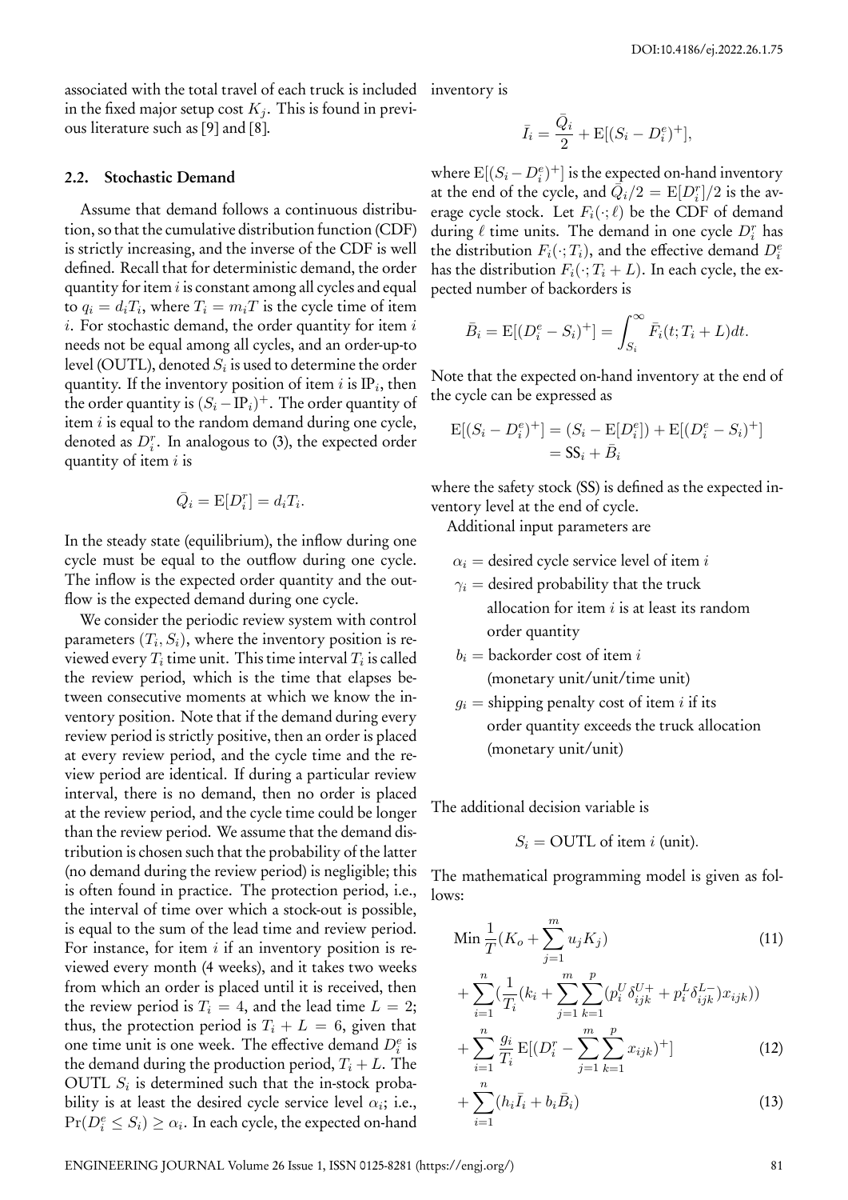associated with the total travel of each truck is included in the fixed major setup cost $K_j$. This is found in previous literature such as [9] and [8].

### 2.2. Stochastic Demand

Assume that demand follows a continuous distribution, so that the cumulative distribution function (CDF) is strictly increasing, and the inverse of the CDF is well defined. Recall that for deterministic demand, the order quantity for item $i$ is constant among all cycles and equal to $q_i = d_i T_i$, where $T_i = m_i T$ is the cycle time of item $i$. For stochastic demand, the order quantity for item $i$ needs not be equal among all cycles, and an order-up-to level (OUTL), denoted $S_i$ is used to determine the order quantity. If the inventory position of item $i$ is $\text{IP}_i$, then the order quantity is $(S_i - \text{IP}_i)^+$. The order quantity of item $i$ is equal to the random demand during one cycle, denoted as $D_i^r$. In analogous to (3), the expected order quantity of item $i$ is

$$\bar{Q}_i = \text{E}[D_i^r] = d_i T_i.$$

In the steady state (equilibrium), the inflow during one cycle must be equal to the outflow during one cycle. The inflow is the expected order quantity and the outflow is the expected demand during one cycle.

We consider the periodic review system with control parameters $(T_i, S_i)$, where the inventory position is reviewed every $T_i$ time unit. This time interval $T_i$ is called the review period, which is the time that elapses between consecutive moments at which we know the inventory position. Note that if the demand during every review period is strictly positive, then an order is placed at every review period, and the cycle time and the review period are identical. If during a particular review interval, there is no demand, then no order is placed at the review period, and the cycle time could be longer than the review period. We assume that the demand distribution is chosen such that the probability of the latter (no demand during the review period) is negligible; this is often found in practice. The protection period, i.e., the interval of time over which a stock-out is possible, is equal to the sum of the lead time and review period. For instance, for item $i$ if an inventory position is reviewed every month (4 weeks), and it takes two weeks from which an order is placed until it is received, then the review period is $T_i = 4$, and the lead time $L = 2$; thus, the protection period is $T_i + L = 6$, given that one time unit is one week. The effective demand $D_i^e$ is the demand during the production period, $T_i + L$. The OUTL $S_i$ is determined such that the in-stock probability is at least the desired cycle service level $\alpha_i$; i.e., $\Pr(D_i^e \leq S_i) \geq \alpha_i$. In each cycle, the expected on-hand inventory is

$$\bar{I}_i = \frac{\bar{Q}_i}{2} + \text{E}[(S_i - D_i^e)^+],$$

where $\text{E}[(S_i - D_i^e)^+]$ is the expected on-hand inventory at the end of the cycle, and $\bar{Q}_i/2 = \text{E}[D_i^r]/2$ is the average cycle stock. Let $F_i(\cdot;\ell)$ be the CDF of demand during $\ell$ time units. The demand in one cycle $D_i^r$ has the distribution $F_i(\cdot;T_i)$, and the effective demand $D_i^e$ has the distribution $F_i(\cdot;T_i+L)$. In each cycle, the expected number of backorders is

$$\bar{B}_i = \text{E}[(D_i^e - S_i)^+] = \int_{S_i}^{\infty} \bar{F}_i(t; T_i + L)dt.$$

Note that the expected on-hand inventory at the end of the cycle can be expressed as

$$\begin{aligned}\text{E}[(S_i - D_i^e)^+] &= (S_i - \text{E}[D_i^e]) + \text{E}[(D_i^e - S_i)^+] \\ &= \text{SS}_i + \bar{B}_i\end{aligned}$$

where the safety stock (SS) is defined as the expected inventory level at the end of cycle.

Additional input parameters are

- $\alpha_i$ = desired cycle service level of item $i$
- $\gamma_i$ = desired probability that the truck allocation for item $i$ is at least its random order quantity
- $b_i$ = backorder cost of item $i$ (monetary unit/unit/time unit)
- $g_i$ = shipping penalty cost of item $i$ if its order quantity exceeds the truck allocation (monetary unit/unit)

The additional decision variable is

$$S_i = \text{OUTL of item } i \text{ (unit)}.$$

The mathematical programming model is given as follows:

$$\text{Min}\ \frac{1}{T}(K_o + \sum_{j=1}^{m} u_j K_j) \tag{11}$$

$$+ \sum_{i=1}^{n} (\frac{1}{T_i}(k_i + \sum_{j=1}^{m}\sum_{k=1}^{p}(p_i^U \delta_{ijk}^{U+} + p_i^L \delta_{ijk}^{L-})x_{ijk}))$$

$$+ \sum_{i=1}^{n} \frac{g_i}{T_i} \text{E}[(D_i^r - \sum_{j=1}^{m}\sum_{k=1}^{p} x_{ijk})^+] \tag{12}$$

$$+ \sum_{i=1}^{n} (h_i \bar{I}_i + b_i \bar{B}_i) \tag{13}$$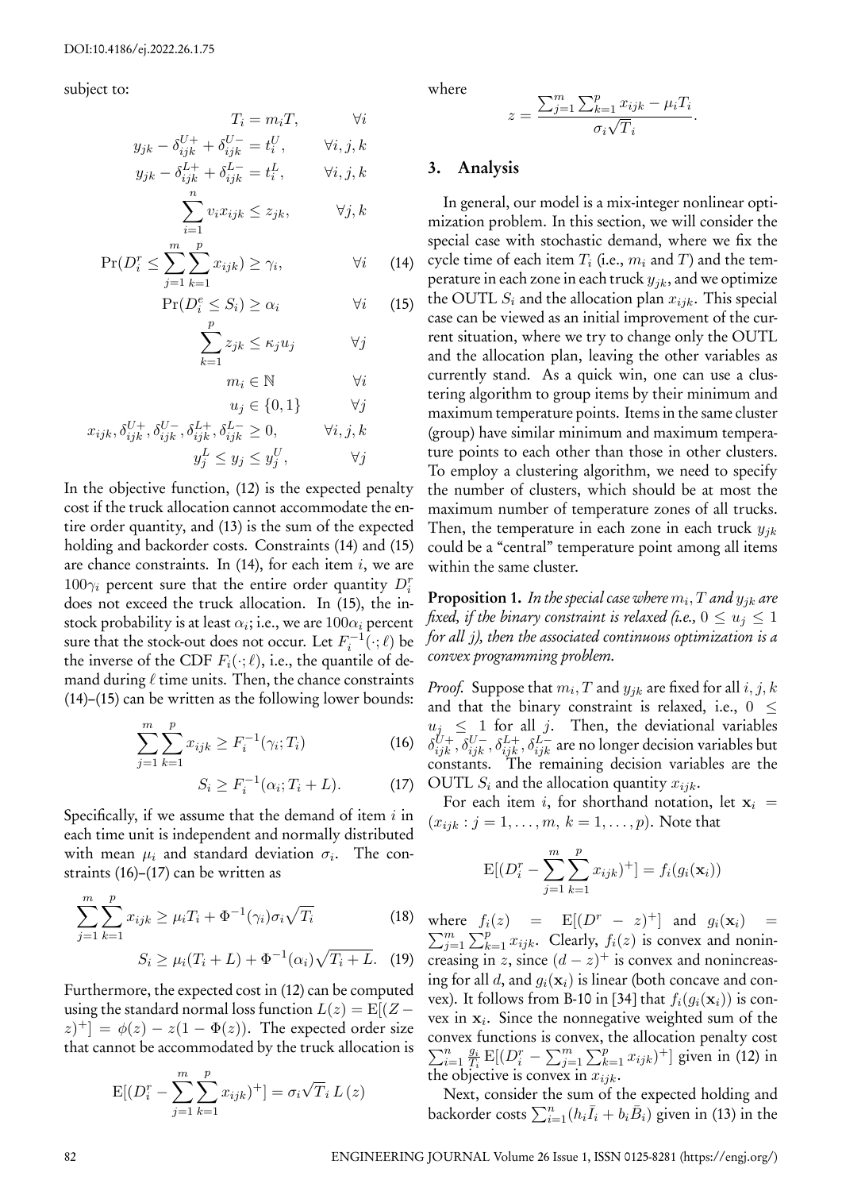subject to:

$$T_i = m_i T, \qquad \forall i$$

$$y_{jk} - \delta^{U+}_{ijk} + \delta^{U-}_{ijk} = t^U_i, \qquad \forall i,j,k$$

$$y_{jk} - \delta^{L+}_{ijk} + \delta^{L-}_{ijk} = t^L_i, \qquad \forall i,j,k$$

$$\sum_{i=1}^{n} v_i x_{ijk} \le z_{jk}, \qquad \forall j,k$$

$$\Pr(D^r_i \le \sum_{j=1}^{m}\sum_{k=1}^{p} x_{ijk}) \ge \gamma_i, \qquad \forall i \qquad (14)$$

$$\Pr(D^e_i \le S_i) \ge \alpha_i \qquad \forall i \qquad (15)$$

$$\sum_{k=1}^{p} z_{jk} \le \kappa_j u_j \qquad \forall j$$

$$m_i \in \mathbb{N} \qquad \forall i$$

$$u_j \in \{0,1\} \qquad \forall j$$

$$x_{ijk}, \delta^{U+}_{ijk}, \delta^{U-}_{ijk}, \delta^{L+}_{ijk}, \delta^{L-}_{ijk} \ge 0, \qquad \forall i,j,k$$

$$y^L_j \le y_j \le y^U_j, \qquad \forall j$$

In the objective function, (12) is the expected penalty cost if the truck allocation cannot accommodate the entire order quantity, and (13) is the sum of the expected holding and backorder costs. Constraints (14) and (15) are chance constraints. In (14), for each item $i$, we are $100\gamma_i$ percent sure that the entire order quantity $D^r_i$ does not exceed the truck allocation. In (15), the in-stock probability is at least $\alpha_i$; i.e., we are $100\alpha_i$ percent sure that the stock-out does not occur. Let $F_i^{-1}(\cdot;\ell)$ be the inverse of the CDF $F_i(\cdot;\ell)$, i.e., the quantile of demand during $\ell$ time units. Then, the chance constraints (14)–(15) can be written as the following lower bounds:

$$\sum_{j=1}^{m}\sum_{k=1}^{p} x_{ijk} \ge F_i^{-1}(\gamma_i; T_i) \qquad (16)$$

$$S_i \ge F_i^{-1}(\alpha_i; T_i + L). \qquad (17)$$

Specifically, if we assume that the demand of item $i$ in each time unit is independent and normally distributed with mean $\mu_i$ and standard deviation $\sigma_i$. The constraints (16)–(17) can be written as

$$\sum_{j=1}^{m}\sum_{k=1}^{p} x_{ijk} \ge \mu_i T_i + \Phi^{-1}(\gamma_i)\sigma_i\sqrt{T_i} \qquad (18)$$

$$S_i \ge \mu_i(T_i + L) + \Phi^{-1}(\alpha_i)\sqrt{T_i + L}. \qquad (19)$$

Furthermore, the expected cost in (12) can be computed using the standard normal loss function $L(z) = \mathrm{E}[(Z - z)^+] = \phi(z) - z(1 - \Phi(z))$. The expected order size that cannot be accommodated by the truck allocation is

$$\mathrm{E}[(D^r_i - \sum_{j=1}^{m}\sum_{k=1}^{p} x_{ijk})^+] = \sigma_i\sqrt{T_i}\, L(z)$$

where

$$z = \frac{\sum_{j=1}^{m}\sum_{k=1}^{p} x_{ijk} - \mu_i T_i}{\sigma_i\sqrt{T_i}}.$$

## 3. Analysis

In general, our model is a mix-integer nonlinear optimization problem. In this section, we will consider the special case with stochastic demand, where we fix the cycle time of each item $T_i$ (i.e., $m_i$ and $T$) and the temperature in each zone in each truck $y_{jk}$, and we optimize the OUTL $S_i$ and the allocation plan $x_{ijk}$. This special case can be viewed as an initial improvement of the current situation, where we try to change only the OUTL and the allocation plan, leaving the other variables as currently stand. As a quick win, one can use a clustering algorithm to group items by their minimum and maximum temperature points. Items in the same cluster (group) have similar minimum and maximum temperature points to each other than those in other clusters. To employ a clustering algorithm, we need to specify the number of clusters, which should be at most the maximum number of temperature zones of all trucks. Then, the temperature in each zone in each truck $y_{jk}$ could be a "central" temperature point among all items within the same cluster.

**Proposition 1.** *In the special case where $m_i, T$ and $y_{jk}$ are fixed, if the binary constraint is relaxed (i.e., $0 \le u_j \le 1$ for all $j$), then the associated continuous optimization is a convex programming problem.*

*Proof.* Suppose that $m_i, T$ and $y_{jk}$ are fixed for all $i,j,k$ and that the binary constraint is relaxed, i.e., $0 \le u_j \le 1$ for all $j$. Then, the deviational variables $\delta^{U+}_{ijk}, \delta^{U-}_{ijk}, \delta^{L+}_{ijk}, \delta^{L-}_{ijk}$ are no longer decision variables but constants. The remaining decision variables are the OUTL $S_i$ and the allocation quantity $x_{ijk}$.

For each item $i$, for shorthand notation, let $\mathbf{x}_i = (x_{ijk} : j = 1,\ldots,m,\ k = 1,\ldots,p)$. Note that

$$\mathrm{E}[(D^r_i - \sum_{j=1}^{m}\sum_{k=1}^{p} x_{ijk})^+] = f_i(g_i(\mathbf{x}_i))$$

where $f_i(z) = \mathrm{E}[(D^r - z)^+]$ and $g_i(\mathbf{x}_i) = \sum_{j=1}^{m}\sum_{k=1}^{p} x_{ijk}$. Clearly, $f_i(z)$ is convex and nonincreasing in $z$, since $(d - z)^+$ is convex and nonincreasing for all $d$, and $g_i(\mathbf{x}_i)$ is linear (both concave and convex). It follows from B-10 in [34] that $f_i(g_i(\mathbf{x}_i))$ is convex in $\mathbf{x}_i$. Since the nonnegative weighted sum of the convex functions is convex, the allocation penalty cost $\sum_{i=1}^{n} \frac{g_i}{T_i}\mathrm{E}[(D^r_i - \sum_{j=1}^{m}\sum_{k=1}^{p} x_{ijk})^+]$ given in (12) in the objective is convex in $x_{ijk}$.

Next, consider the sum of the expected holding and backorder costs $\sum_{i=1}^{n}(h_i\bar{I}_i + b_i\bar{B}_i)$ given in (13) in the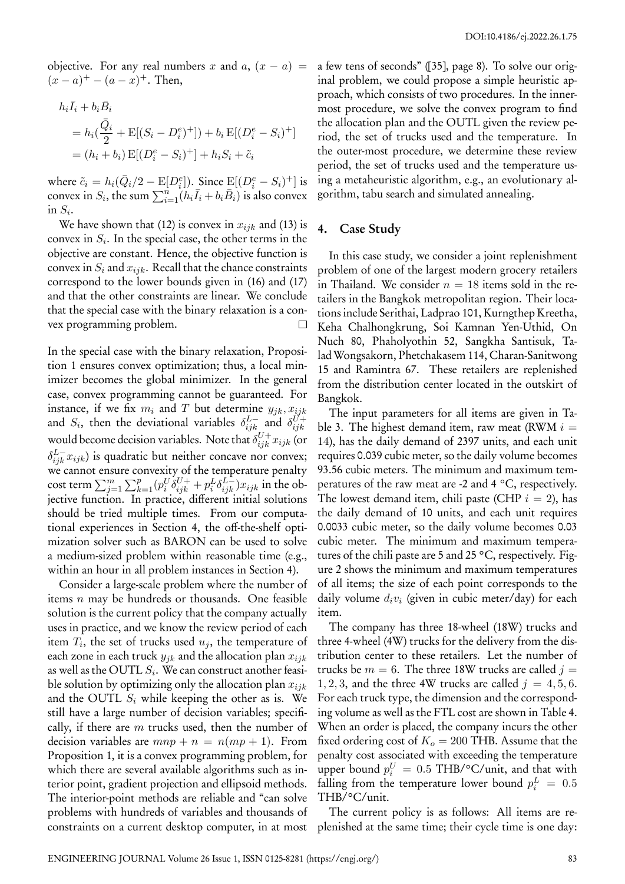objective. For any real numbers $x$ and $a$, $(x - a) = (x - a)^+ - (a - x)^+$. Then,

$$
\begin{aligned}
& h_i \bar{I}_i + b_i \bar{B}_i \\
&= h_i \left(\frac{\bar{Q}_i}{2} + \mathrm{E}[(S_i - D_i^e)^+]\right) + b_i \,\mathrm{E}[(D_i^e - S_i)^+] \\
&= (h_i + b_i)\,\mathrm{E}[(D_i^e - S_i)^+] + h_i S_i + \tilde{c}_i
\end{aligned}
$$

where $\tilde{c}_i = h_i(\bar{Q}_i/2 - \mathrm{E}[D_i^e])$. Since $\mathrm{E}[(D_i^e - S_i)^+]$ is convex in $S_i$, the sum $\sum_{i=1}^n (h_i \bar{I}_i + b_i \bar{B}_i)$ is also convex in $S_i$.

We have shown that (12) is convex in $x_{ijk}$ and (13) is convex in $S_i$. In the special case, the other terms in the objective are constant. Hence, the objective function is convex in $S_i$ and $x_{ijk}$. Recall that the chance constraints correspond to the lower bounds given in (16) and (17) and that the other constraints are linear. We conclude that the special case with the binary relaxation is a convex programming problem. □

In the special case with the binary relaxation, Proposition 1 ensures convex optimization; thus, a local minimizer becomes the global minimizer. In the general case, convex programming cannot be guaranteed. For instance, if we fix $m_i$ and $T$ but determine $y_{jk}, x_{ijk}$ and $S_i$, then the deviational variables $\delta_{ijk}^{L-}$ and $\delta_{ijk}^{U+}$ would become decision variables. Note that $\delta_{ijk}^{U+} x_{ijk}$ (or $\delta_{ijk}^{L-} x_{ijk}$) is quadratic but neither concave nor convex; we cannot ensure convexity of the temperature penalty cost term $\sum_{j=1}^m \sum_{k=1}^p (p_i^U \delta_{ijk}^{U+} + p_i^L \delta_{ijk}^{L-}) x_{ijk}$ in the objective function. In practice, different initial solutions should be tried multiple times. From our computational experiences in Section 4, the off-the-shelf optimization solver such as BARON can be used to solve a medium-sized problem within reasonable time (e.g., within an hour in all problem instances in Section 4).

Consider a large-scale problem where the number of items $n$ may be hundreds or thousands. One feasible solution is the current policy that the company actually uses in practice, and we know the review period of each item $T_i$, the set of trucks used $u_j$, the temperature of each zone in each truck $y_{jk}$ and the allocation plan $x_{ijk}$ as well as the OUTL $S_i$. We can construct another feasible solution by optimizing only the allocation plan $x_{ijk}$ and the OUTL $S_i$ while keeping the other as is. We still have a large number of decision variables; specifically, if there are $m$ trucks used, then the number of decision variables are $mnp + n = n(mp + 1)$. From Proposition 1, it is a convex programming problem, for which there are several available algorithms such as interior point, gradient projection and ellipsoid methods. The interior-point methods are reliable and "can solve problems with hundreds of variables and thousands of constraints on a current desktop computer, in at most a few tens of seconds" ([35], page 8). To solve our original problem, we could propose a simple heuristic approach, which consists of two procedures. In the innermost procedure, we solve the convex program to find the allocation plan and the OUTL given the review period, the set of trucks used and the temperature. In the outer-most procedure, we determine these review period, the set of trucks used and the temperature using a metaheuristic algorithm, e.g., an evolutionary algorithm, tabu search and simulated annealing.

## 4. Case Study

In this case study, we consider a joint replenishment problem of one of the largest modern grocery retailers in Thailand. We consider $n = 18$ items sold in the retailers in the Bangkok metropolitan region. Their locations include Serithai, Ladprao 101, Kurngthep Kreetha, Keha Chalhongkrung, Soi Kamnan Yen-Uthid, On Nuch 80, Phaholyothin 52, Sangkha Santisuk, Talad Wongsakorn, Phetchakasem 114, Charan-Sanitwong 15 and Ramintra 67. These retailers are replenished from the distribution center located in the outskirt of Bangkok.

The input parameters for all items are given in Table 3. The highest demand item, raw meat (RWM $i = 14$), has the daily demand of 2397 units, and each unit requires 0.039 cubic meter, so the daily volume becomes 93.56 cubic meters. The minimum and maximum temperatures of the raw meat are -2 and 4 °C, respectively. The lowest demand item, chili paste (CHP $i = 2$), has the daily demand of 10 units, and each unit requires 0.0033 cubic meter, so the daily volume becomes 0.03 cubic meter. The minimum and maximum temperatures of the chili paste are 5 and 25 °C, respectively. Figure 2 shows the minimum and maximum temperatures of all items; the size of each point corresponds to the daily volume $d_i v_i$ (given in cubic meter/day) for each item.

The company has three 18-wheel (18W) trucks and three 4-wheel (4W) trucks for the delivery from the distribution center to these retailers. Let the number of trucks be $m = 6$. The three 18W trucks are called $j = 1, 2, 3$, and the three 4W trucks are called $j = 4, 5, 6$. For each truck type, the dimension and the corresponding volume as well as the FTL cost are shown in Table 4. When an order is placed, the company incurs the other fixed ordering cost of $K_o = 200$ THB. Assume that the penalty cost associated with exceeding the temperature upper bound $p_i^U = 0.5$ THB/°C/unit, and that with falling from the temperature lower bound $p_i^L = 0.5$ THB/°C/unit.

The current policy is as follows: All items are replenished at the same time; their cycle time is one day: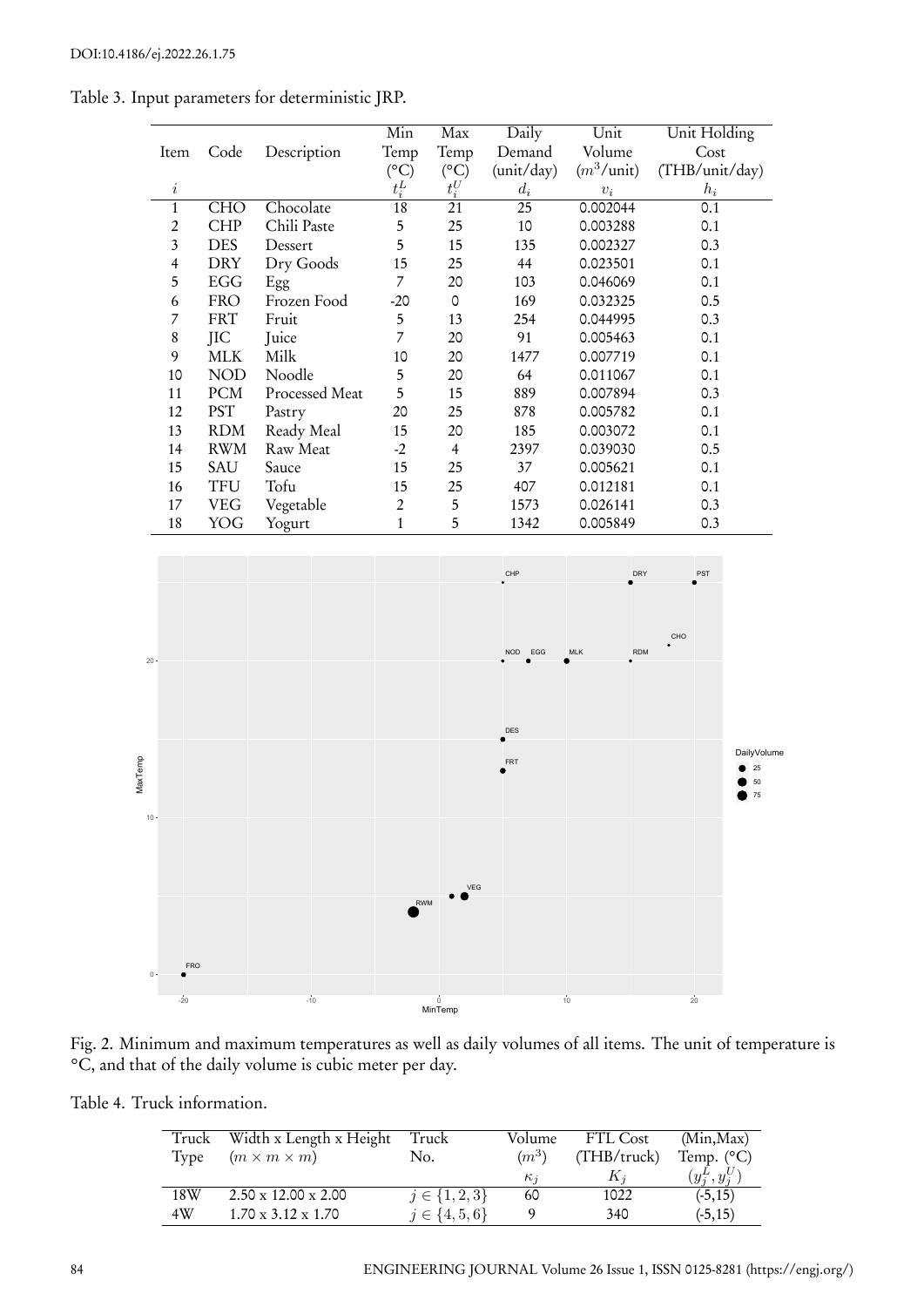Table 3. Input parameters for deterministic JRP.

| Item | Code | Description | Min Temp (°C) | Max Temp (°C) | Daily Demand (unit/day) | Unit Volume ($m^3$/unit) | Unit Holding Cost (THB/unit/day) |
|---|---|---|---|---|---|---|---|
| $i$ | | | $t_i^L$ | $t_i^U$ | $d_i$ | $v_i$ | $h_i$ |
| 1 | CHO | Chocolate | 18 | 21 | 25 | 0.002044 | 0.1 |
| 2 | CHP | Chili Paste | 5 | 25 | 10 | 0.003288 | 0.1 |
| 3 | DES | Dessert | 5 | 15 | 135 | 0.002327 | 0.3 |
| 4 | DRY | Dry Goods | 15 | 25 | 44 | 0.023501 | 0.1 |
| 5 | EGG | Egg | 7 | 20 | 103 | 0.046069 | 0.1 |
| 6 | FRO | Frozen Food | -20 | 0 | 169 | 0.032325 | 0.5 |
| 7 | FRT | Fruit | 5 | 13 | 254 | 0.044995 | 0.3 |
| 8 | JIC | Juice | 7 | 20 | 91 | 0.005463 | 0.1 |
| 9 | MLK | Milk | 10 | 20 | 1477 | 0.007719 | 0.1 |
| 10 | NOD | Noodle | 5 | 20 | 64 | 0.011067 | 0.1 |
| 11 | PCM | Processed Meat | 5 | 15 | 889 | 0.007894 | 0.3 |
| 12 | PST | Pastry | 20 | 25 | 878 | 0.005782 | 0.1 |
| 13 | RDM | Ready Meal | 15 | 20 | 185 | 0.003072 | 0.1 |
| 14 | RWM | Raw Meat | -2 | 4 | 2397 | 0.039030 | 0.5 |
| 15 | SAU | Sauce | 15 | 25 | 37 | 0.005621 | 0.1 |
| 16 | TFU | Tofu | 15 | 25 | 407 | 0.012181 | 0.1 |
| 17 | VEG | Vegetable | 2 | 5 | 1573 | 0.026141 | 0.3 |
| 18 | YOG | Yogurt | 1 | 5 | 1342 | 0.005849 | 0.3 |

Fig. 2. Minimum and maximum temperatures as well as daily volumes of all items. The unit of temperature is °C, and that of the daily volume is cubic meter per day.

Table 4. Truck information.

| Truck Type | Width x Length x Height ($m \times m \times m$) | Truck No. | Volume ($m^3$) | FTL Cost (THB/truck) | (Min,Max) Temp. (°C) |
|---|---|---|---|---|---|
| | | | $\kappa_j$ | $K_j$ | $(y_j^L, y_j^U)$ |
| 18W | 2.50 x 12.00 x 2.00 | $j \in \{1, 2, 3\}$ | 60 | 1022 | (-5,15) |
| 4W | 1.70 x 3.12 x 1.70 | $j \in \{4, 5, 6\}$ | 9 | 340 | (-5,15) |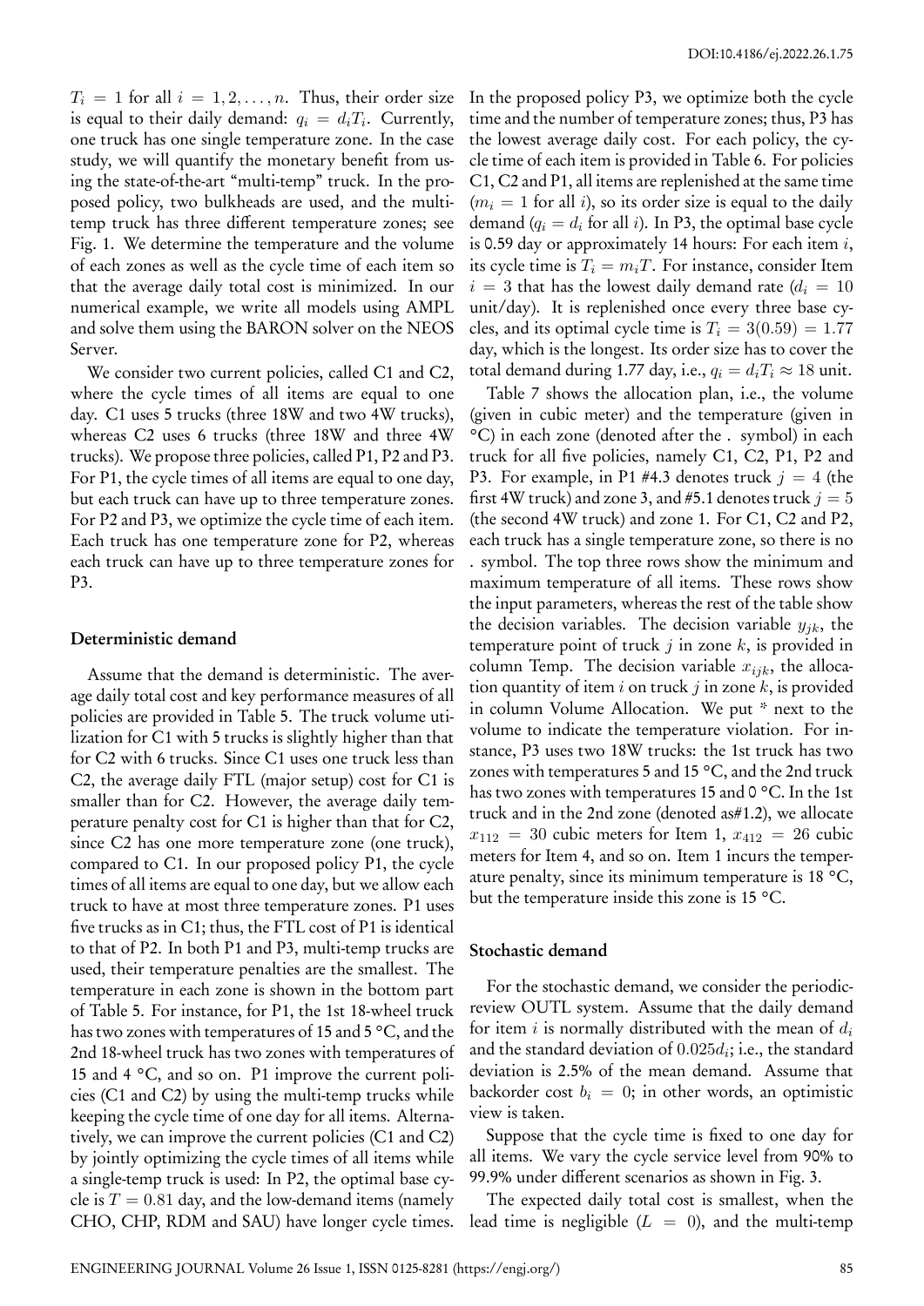$T_i = 1$ for all $i = 1, 2, \ldots, n$. Thus, their order size is equal to their daily demand: $q_i = d_i T_i$. Currently, one truck has one single temperature zone. In the case study, we will quantify the monetary benefit from using the state-of-the-art "multi-temp" truck. In the proposed policy, two bulkheads are used, and the multi-temp truck has three different temperature zones; see Fig. 1. We determine the temperature and the volume of each zones as well as the cycle time of each item so that the average daily total cost is minimized. In our numerical example, we write all models using AMPL and solve them using the BARON solver on the NEOS Server.

We consider two current policies, called C1 and C2, where the cycle times of all items are equal to one day. C1 uses 5 trucks (three 18W and two 4W trucks), whereas C2 uses 6 trucks (three 18W and three 4W trucks). We propose three policies, called P1, P2 and P3. For P1, the cycle times of all items are equal to one day, but each truck can have up to three temperature zones. For P2 and P3, we optimize the cycle time of each item. Each truck has one temperature zone for P2, whereas each truck can have up to three temperature zones for P3.

### Deterministic demand

Assume that the demand is deterministic. The average daily total cost and key performance measures of all policies are provided in Table 5. The truck volume utilization for C1 with 5 trucks is slightly higher than that for C2 with 6 trucks. Since C1 uses one truck less than C2, the average daily FTL (major setup) cost for C1 is smaller than for C2. However, the average daily temperature penalty cost for C1 is higher than that for C2, since C2 has one more temperature zone (one truck), compared to C1. In our proposed policy P1, the cycle times of all items are equal to one day, but we allow each truck to have at most three temperature zones. P1 uses five trucks as in C1; thus, the FTL cost of P1 is identical to that of P2. In both P1 and P3, multi-temp trucks are used, their temperature penalties are the smallest. The temperature in each zone is shown in the bottom part of Table 5. For instance, for P1, the 1st 18-wheel truck has two zones with temperatures of 15 and 5 °C, and the 2nd 18-wheel truck has two zones with temperatures of 15 and 4 °C, and so on. P1 improve the current policies (C1 and C2) by using the multi-temp trucks while keeping the cycle time of one day for all items. Alternatively, we can improve the current policies (C1 and C2) by jointly optimizing the cycle times of all items while a single-temp truck is used: In P2, the optimal base cycle is $T = 0.81$ day, and the low-demand items (namely CHO, CHP, RDM and SAU) have longer cycle times. In the proposed policy P3, we optimize both the cycle time and the number of temperature zones; thus, P3 has the lowest average daily cost. For each policy, the cycle time of each item is provided in Table 6. For policies C1, C2 and P1, all items are replenished at the same time ($m_i = 1$ for all $i$), so its order size is equal to the daily demand ($q_i = d_i$ for all $i$). In P3, the optimal base cycle is 0.59 day or approximately 14 hours: For each item $i$, its cycle time is $T_i = m_i T$. For instance, consider Item $i = 3$ that has the lowest daily demand rate ($d_i = 10$ unit/day). It is replenished once every three base cycles, and its optimal cycle time is $T_i = 3(0.59) = 1.77$ day, which is the longest. Its order size has to cover the total demand during 1.77 day, i.e., $q_i = d_i T_i \approx 18$ unit.

Table 7 shows the allocation plan, i.e., the volume (given in cubic meter) and the temperature (given in °C) in each zone (denoted after the . symbol) in each truck for all five policies, namely C1, C2, P1, P2 and P3. For example, in P1 #4.3 denotes truck $j = 4$ (the first 4W truck) and zone 3, and #5.1 denotes truck $j = 5$ (the second 4W truck) and zone 1. For C1, C2 and P2, each truck has a single temperature zone, so there is no . symbol. The top three rows show the minimum and maximum temperature of all items. These rows show the input parameters, whereas the rest of the table show the decision variables. The decision variable $y_{jk}$, the temperature point of truck $j$ in zone $k$, is provided in column Temp. The decision variable $x_{ijk}$, the allocation quantity of item $i$ on truck $j$ in zone $k$, is provided in column Volume Allocation. We put * next to the volume to indicate the temperature violation. For instance, P3 uses two 18W trucks: the 1st truck has two zones with temperatures 5 and 15 °C, and the 2nd truck has two zones with temperatures 15 and 0 °C. In the 1st truck and in the 2nd zone (denoted as#1.2), we allocate $x_{112} = 30$ cubic meters for Item 1, $x_{412} = 26$ cubic meters for Item 4, and so on. Item 1 incurs the temperature penalty, since its minimum temperature is 18 °C, but the temperature inside this zone is 15 °C.

### Stochastic demand

For the stochastic demand, we consider the periodic-review OUTL system. Assume that the daily demand for item $i$ is normally distributed with the mean of $d_i$ and the standard deviation of $0.025 d_i$; i.e., the standard deviation is 2.5% of the mean demand. Assume that backorder cost $b_i = 0$; in other words, an optimistic view is taken.

Suppose that the cycle time is fixed to one day for all items. We vary the cycle service level from 90% to 99.9% under different scenarios as shown in Fig. 3.

The expected daily total cost is smallest, when the lead time is negligible ($L = 0$), and the multi-temp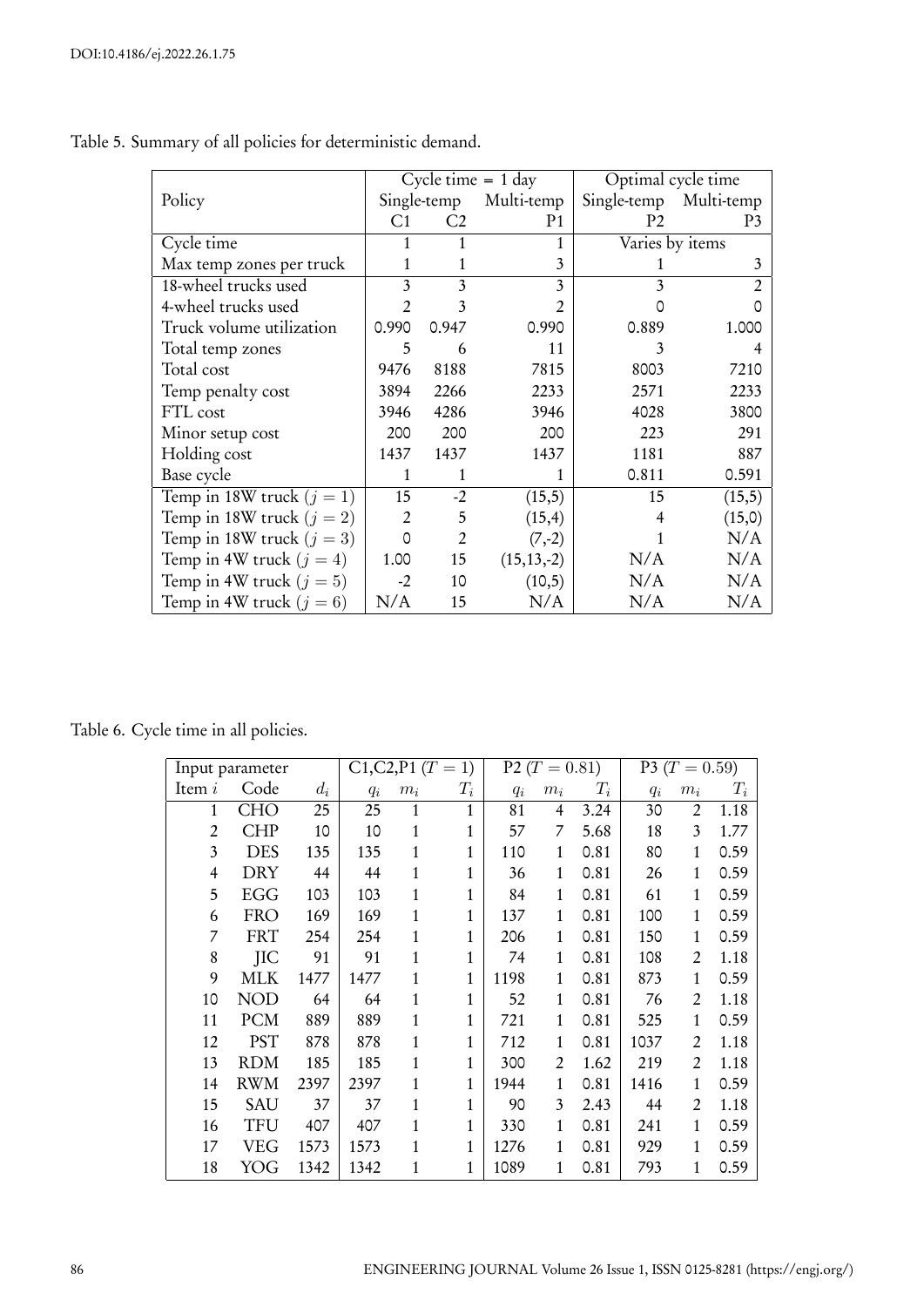Table 5. Summary of all policies for deterministic demand.

| Policy | Cycle time = 1 day | | | Optimal cycle time | |
|---|---|---|---|---|---|
| | Single-temp | | Multi-temp | Single-temp | Multi-temp |
| | C1 | C2 | P1 | P2 | P3 |
| Cycle time | 1 | 1 | 1 | Varies by items | |
| Max temp zones per truck | 1 | 1 | 3 | 1 | 3 |
| 18-wheel trucks used | 3 | 3 | 3 | 3 | 2 |
| 4-wheel trucks used | 2 | 3 | 2 | 0 | 0 |
| Truck volume utilization | 0.990 | 0.947 | 0.990 | 0.889 | 1.000 |
| Total temp zones | 5 | 6 | 11 | 3 | 4 |
| Total cost | 9476 | 8188 | 7815 | 8003 | 7210 |
| Temp penalty cost | 3894 | 2266 | 2233 | 2571 | 2233 |
| FTL cost | 3946 | 4286 | 3946 | 4028 | 3800 |
| Minor setup cost | 200 | 200 | 200 | 223 | 291 |
| Holding cost | 1437 | 1437 | 1437 | 1181 | 887 |
| Base cycle | 1 | 1 | 1 | 0.811 | 0.591 |
| Temp in 18W truck ($j = 1$) | 15 | -2 | (15,5) | 15 | (15,5) |
| Temp in 18W truck ($j = 2$) | 2 | 5 | (15,4) | 4 | (15,0) |
| Temp in 18W truck ($j = 3$) | 0 | 2 | (7,-2) | 1 | N/A |
| Temp in 4W truck ($j = 4$) | 1.00 | 15 | (15,13,-2) | N/A | N/A |
| Temp in 4W truck ($j = 5$) | -2 | 10 | (10,5) | N/A | N/A |
| Temp in 4W truck ($j = 6$) | N/A | 15 | N/A | N/A | N/A |

Table 6. Cycle time in all policies.

| Input parameter | | | C1,C2,P1 ($T = 1$) | | | P2 ($T = 0.81$) | | | P3 ($T = 0.59$) | | |
|---|---|---|---|---|---|---|---|---|---|---|---|
| Item $i$ | Code | $d_i$ | $q_i$ | $m_i$ | $T_i$ | $q_i$ | $m_i$ | $T_i$ | $q_i$ | $m_i$ | $T_i$ |
| 1 | CHO | 25 | 25 | 1 | 1 | 81 | 4 | 3.24 | 30 | 2 | 1.18 |
| 2 | CHP | 10 | 10 | 1 | 1 | 57 | 7 | 5.68 | 18 | 3 | 1.77 |
| 3 | DES | 135 | 135 | 1 | 1 | 110 | 1 | 0.81 | 80 | 1 | 0.59 |
| 4 | DRY | 44 | 44 | 1 | 1 | 36 | 1 | 0.81 | 26 | 1 | 0.59 |
| 5 | EGG | 103 | 103 | 1 | 1 | 84 | 1 | 0.81 | 61 | 1 | 0.59 |
| 6 | FRO | 169 | 169 | 1 | 1 | 137 | 1 | 0.81 | 100 | 1 | 0.59 |
| 7 | FRT | 254 | 254 | 1 | 1 | 206 | 1 | 0.81 | 150 | 1 | 0.59 |
| 8 | JIC | 91 | 91 | 1 | 1 | 74 | 1 | 0.81 | 108 | 2 | 1.18 |
| 9 | MLK | 1477 | 1477 | 1 | 1 | 1198 | 1 | 0.81 | 873 | 1 | 0.59 |
| 10 | NOD | 64 | 64 | 1 | 1 | 52 | 1 | 0.81 | 76 | 2 | 1.18 |
| 11 | PCM | 889 | 889 | 1 | 1 | 721 | 1 | 0.81 | 525 | 1 | 0.59 |
| 12 | PST | 878 | 878 | 1 | 1 | 712 | 1 | 0.81 | 1037 | 2 | 1.18 |
| 13 | RDM | 185 | 185 | 1 | 1 | 300 | 2 | 1.62 | 219 | 2 | 1.18 |
| 14 | RWM | 2397 | 2397 | 1 | 1 | 1944 | 1 | 0.81 | 1416 | 1 | 0.59 |
| 15 | SAU | 37 | 37 | 1 | 1 | 90 | 3 | 2.43 | 44 | 2 | 1.18 |
| 16 | TFU | 407 | 407 | 1 | 1 | 330 | 1 | 0.81 | 241 | 1 | 0.59 |
| 17 | VEG | 1573 | 1573 | 1 | 1 | 1276 | 1 | 0.81 | 929 | 1 | 0.59 |
| 18 | YOG | 1342 | 1342 | 1 | 1 | 1089 | 1 | 0.81 | 793 | 1 | 0.59 |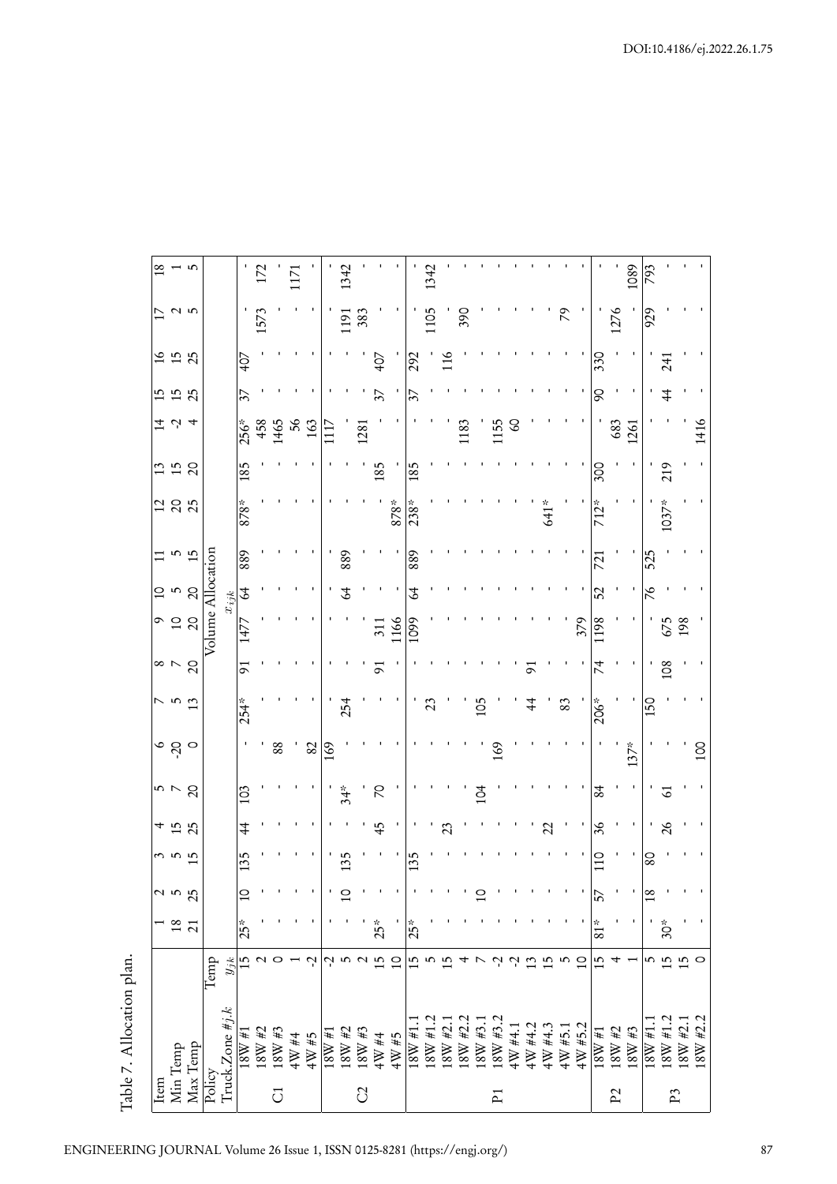Table 7. Allocation plan.

| Item | | | 1 | 2 | 3 | 4 | 5 | 6 | 7 | 8 | 9 | 10 | 11 | 12 | 13 | 14 | 15 | 16 | 17 | 18 |
|---|---|---|---|---|---|---|---|---|---|---|---|---|---|---|---|---|---|---|---|---|
| Min Temp | | | 18 | 5 | 5 | 15 | 7 | -20 | 5 | 7 | 10 | 5 | 5 | 20 | 15 | -2 | 15 | 15 | 2 | 1 |
| Max Temp | | | 21 | 25 | 15 | 25 | 20 | 0 | 13 | 20 | 20 | 20 | 15 | 25 | 20 | 4 | 25 | 25 | 5 | 5 |
| Policy | | Temp | Volume Allocation | | | | | | | | | | | | | | | | | |
| | Truck.Zone $\#j.k$ | $y_{jk}$ | $x_{ijk}$ | | | | | | | | | | | | | | | | | |
| C1 | 18W #1 | 15 | 25* | 10 | 135 | 44 | 103 | - | 254* | 91 | 1477 | 64 | 889 | 878* | 185 | 256* | 37 | 407 | - | - |
| | 18W #2 | 2 | - | - | - | - | - | - | - | - | - | - | - | - | - | 458 | - | - | 1573 | 172 |
| | 18W #3 | 0 | - | - | - | - | - | 88 | - | - | - | - | - | - | - | 1465 | - | - | - | - |
| | 4W #4 | 1 | - | - | - | - | - | - | - | - | - | - | - | - | - | 56 | - | - | - | 1171 |
| | 4W #5 | -2 | - | - | - | - | - | 82 | - | - | - | - | - | - | - | 163 | - | - | - | - |
| C2 | 18W #1 | -2 | - | - | - | - | - | 169 | - | - | - | - | - | - | - | 1117 | - | - | - | - |
| | 18W #2 | 5 | - | 10 | 135 | - | 34* | - | 254 | - | - | 64 | 889 | - | - | - | - | - | 1191 | 1342 |
| | 18W #3 | 2 | - | - | - | - | - | - | - | - | - | - | - | - | - | 1281 | - | - | 383 | - |
| | 4W #4 | 15 | 25* | - | - | 45 | 70 | - | - | 91 | 311 | - | - | - | 185 | - | 37 | 407 | - | - |
| | 4W #5 | 10 | - | - | - | - | - | - | - | - | 1166 | - | - | 878* | - | - | - | - | - | - |
| P1 | 18W #1.1 | 15 | 25* | - | 135 | - | - | - | - | - | 1099 | 64 | 889 | 238* | 185 | - | 37 | 292 | - | - |
| | 18W #1.2 | 5 | - | - | - | - | - | - | 23 | - | - | - | - | - | - | - | - | - | 1105 | 1342 |
| | 18W #2.1 | 15 | - | - | - | 23 | - | - | - | - | - | - | - | - | - | - | - | 116 | - | - |
| | 18W #2.2 | 4 | - | - | - | - | - | - | - | - | - | - | - | - | - | 1183 | - | - | 390 | - |
| | 18W #3.1 | 7 | - | 10 | - | - | 104 | - | 105 | - | - | - | - | - | - | - | - | - | - | - |
| | 18W #3.2 | -2 | - | - | - | - | - | 169 | - | - | - | - | - | - | - | 1155 | - | - | - | - |
| | 4W #4.1 | -2 | - | - | - | - | - | - | - | - | - | - | - | - | - | 60 | - | - | - | - |
| | 4W #4.2 | 13 | - | - | - | - | - | - | 44 | 91 | - | - | - | - | - | - | - | - | - | - |
| | 4W #4.3 | 15 | - | - | - | 22 | - | - | - | - | - | - | - | 641* | - | - | - | - | - | - |
| | 4W #5.1 | 5 | - | - | - | - | - | - | 83 | - | - | - | - | - | - | - | - | - | 79 | - |
| | 4W #5.2 | 10 | - | - | - | - | - | - | - | - | 379 | - | - | - | - | - | - | - | - | - |
| P2 | 18W #1 | 15 | 81* | 57 | 110 | 36 | 84 | - | 206* | 74 | 1198 | 52 | 721 | 712* | 300 | - | 90 | 330 | - | - |
| | 18W #2 | 4 | - | - | - | - | - | - | - | - | - | - | - | - | - | 683 | - | - | 1276 | - |
| | 18W #3 | 1 | - | - | - | - | - | 137* | - | - | - | - | - | - | - | 1261 | - | - | - | 1089 |
| P3 | 18W #1.1 | 5 | - | 18 | 80 | - | - | - | 150 | - | - | 76 | 525 | - | - | - | - | - | 929 | 793 |
| | 18W #1.2 | 15 | 30* | - | - | 26 | 61 | - | - | 108 | 675 | - | - | 1037* | 219 | - | 44 | 241 | - | - |
| | 18W #2.1 | 15 | - | - | - | - | - | - | - | - | 198 | - | - | - | - | - | - | - | - | - |
| | 18W #2.2 | 0 | - | - | - | - | - | 100 | - | - | - | - | - | - | - | 1416 | - | - | - | - |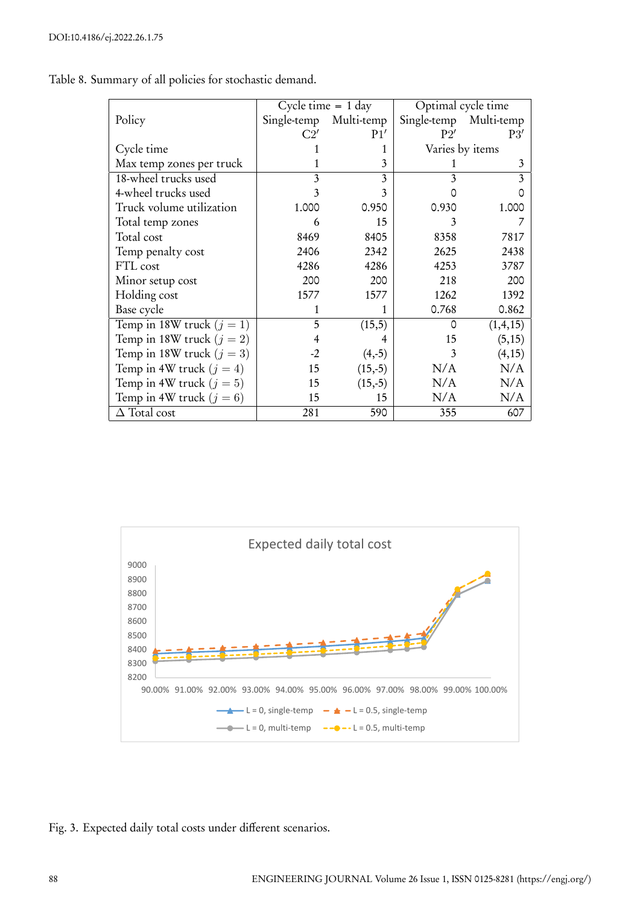Table 8. Summary of all policies for stochastic demand.

| Policy | Cycle time = 1 day | | Optimal cycle time | |
|---|---|---|---|---|
| | Single-temp | Multi-temp | Single-temp | Multi-temp |
| | C2′ | P1′ | P2′ | P3′ |
| Cycle time | 1 | 1 | Varies by items | |
| Max temp zones per truck | 1 | 3 | 1 | 3 |
| 18-wheel trucks used | 3 | 3 | 3 | 3 |
| 4-wheel trucks used | 3 | 3 | 0 | 0 |
| Truck volume utilization | 1.000 | 0.950 | 0.930 | 1.000 |
| Total temp zones | 6 | 15 | 3 | 7 |
| Total cost | 8469 | 8405 | 8358 | 7817 |
| Temp penalty cost | 2406 | 2342 | 2625 | 2438 |
| FTL cost | 4286 | 4286 | 4253 | 3787 |
| Minor setup cost | 200 | 200 | 218 | 200 |
| Holding cost | 1577 | 1577 | 1262 | 1392 |
| Base cycle | 1 | 1 | 0.768 | 0.862 |
| Temp in 18W truck ($j = 1$) | 5 | (15,5) | 0 | (1,4,15) |
| Temp in 18W truck ($j = 2$) | 4 | 4 | 15 | (5,15) |
| Temp in 18W truck ($j = 3$) | -2 | (4,-5) | 3 | (4,15) |
| Temp in 4W truck ($j = 4$) | 15 | (15,-5) | N/A | N/A |
| Temp in 4W truck ($j = 5$) | 15 | (15,-5) | N/A | N/A |
| Temp in 4W truck ($j = 6$) | 15 | 15 | N/A | N/A |
| Δ Total cost | 281 | 590 | 355 | 607 |

Fig. 3. Expected daily total costs under different scenarios.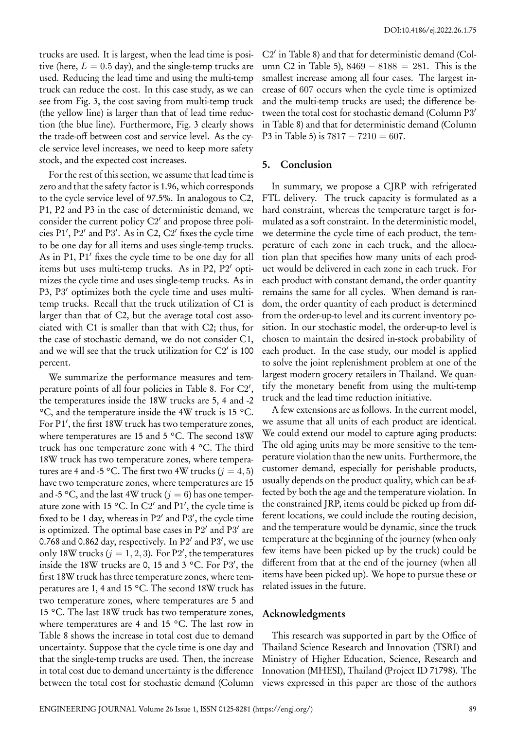trucks are used. It is largest, when the lead time is positive (here, $L = 0.5$ day), and the single-temp trucks are used. Reducing the lead time and using the multi-temp truck can reduce the cost. In this case study, as we can see from Fig. 3, the cost saving from multi-temp truck (the yellow line) is larger than that of lead time reduction (the blue line). Furthermore, Fig. 3 clearly shows the trade-off between cost and service level. As the cycle service level increases, we need to keep more safety stock, and the expected cost increases.

For the rest of this section, we assume that lead time is zero and that the safety factor is 1.96, which corresponds to the cycle service level of 97.5%. In analogous to C2, P1, P2 and P3 in the case of deterministic demand, we consider the current policy C2′ and propose three policies P1′, P2′ and P3′. As in C2, C2′ fixes the cycle time to be one day for all items and uses single-temp trucks. As in P1, P1′ fixes the cycle time to be one day for all items but uses multi-temp trucks. As in P2, P2′ optimizes the cycle time and uses single-temp trucks. As in P3, P3′ optimizes both the cycle time and uses multi-temp trucks. Recall that the truck utilization of C1 is larger than that of C2, but the average total cost associated with C1 is smaller than that with C2; thus, for the case of stochastic demand, we do not consider C1, and we will see that the truck utilization for C2′ is 100 percent.

We summarize the performance measures and temperature points of all four policies in Table 8. For C2′, the temperatures inside the 18W trucks are 5, 4 and -2 °C, and the temperature inside the 4W truck is 15 °C. For P1′, the first 18W truck has two temperature zones, where temperatures are 15 and 5 °C. The second 18W truck has one temperature zone with 4 °C. The third 18W truck has two temperature zones, where temperatures are 4 and -5 °C. The first two 4W trucks ($j = 4, 5$) have two temperature zones, where temperatures are 15 and -5 °C, and the last 4W truck ($j = 6$) has one temperature zone with 15 °C. In C2′ and P1′, the cycle time is fixed to be 1 day, whereas in P2′ and P3′, the cycle time is optimized. The optimal base cases in P2′ and P3′ are 0.768 and 0.862 day, respectively. In P2′ and P3′, we use only 18W trucks ($j = 1, 2, 3$). For P2′, the temperatures inside the 18W trucks are 0, 15 and 3 °C. For P3′, the first 18W truck has three temperature zones, where temperatures are 1, 4 and 15 °C. The second 18W truck has two temperature zones, where temperatures are 5 and 15 °C. The last 18W truck has two temperature zones, where temperatures are 4 and 15 °C. The last row in Table 8 shows the increase in total cost due to demand uncertainty. Suppose that the cycle time is one day and that the single-temp trucks are used. Then, the increase in total cost due to demand uncertainty is the difference between the total cost for stochastic demand (Column C2′ in Table 8) and that for deterministic demand (Column C2 in Table 5), $8469 - 8188 = 281$. This is the smallest increase among all four cases. The largest increase of 607 occurs when the cycle time is optimized and the multi-temp trucks are used; the difference between the total cost for stochastic demand (Column P3′ in Table 8) and that for deterministic demand (Column P3 in Table 5) is $7817 - 7210 = 607$.

## 5. Conclusion

In summary, we propose a CJRP with refrigerated FTL delivery. The truck capacity is formulated as a hard constraint, whereas the temperature target is formulated as a soft constraint. In the deterministic model, we determine the cycle time of each product, the temperature of each zone in each truck, and the allocation plan that specifies how many units of each product would be delivered in each zone in each truck. For each product with constant demand, the order quantity remains the same for all cycles. When demand is random, the order quantity of each product is determined from the order-up-to level and its current inventory position. In our stochastic model, the order-up-to level is chosen to maintain the desired in-stock probability of each product. In the case study, our model is applied to solve the joint replenishment problem at one of the largest modern grocery retailers in Thailand. We quantify the monetary benefit from using the multi-temp truck and the lead time reduction initiative.

A few extensions are as follows. In the current model, we assume that all units of each product are identical. We could extend our model to capture aging products: The old aging units may be more sensitive to the temperature violation than the new units. Furthermore, the customer demand, especially for perishable products, usually depends on the product quality, which can be affected by both the age and the temperature violation. In the constrained JRP, items could be picked up from different locations, we could include the routing decision, and the temperature would be dynamic, since the truck temperature at the beginning of the journey (when only few items have been picked up by the truck) could be different from that at the end of the journey (when all items have been picked up). We hope to pursue these or related issues in the future.

## Acknowledgments

This research was supported in part by the Office of Thailand Science Research and Innovation (TSRI) and Ministry of Higher Education, Science, Research and Innovation (MHESI), Thailand (Project ID 71798). The views expressed in this paper are those of the authors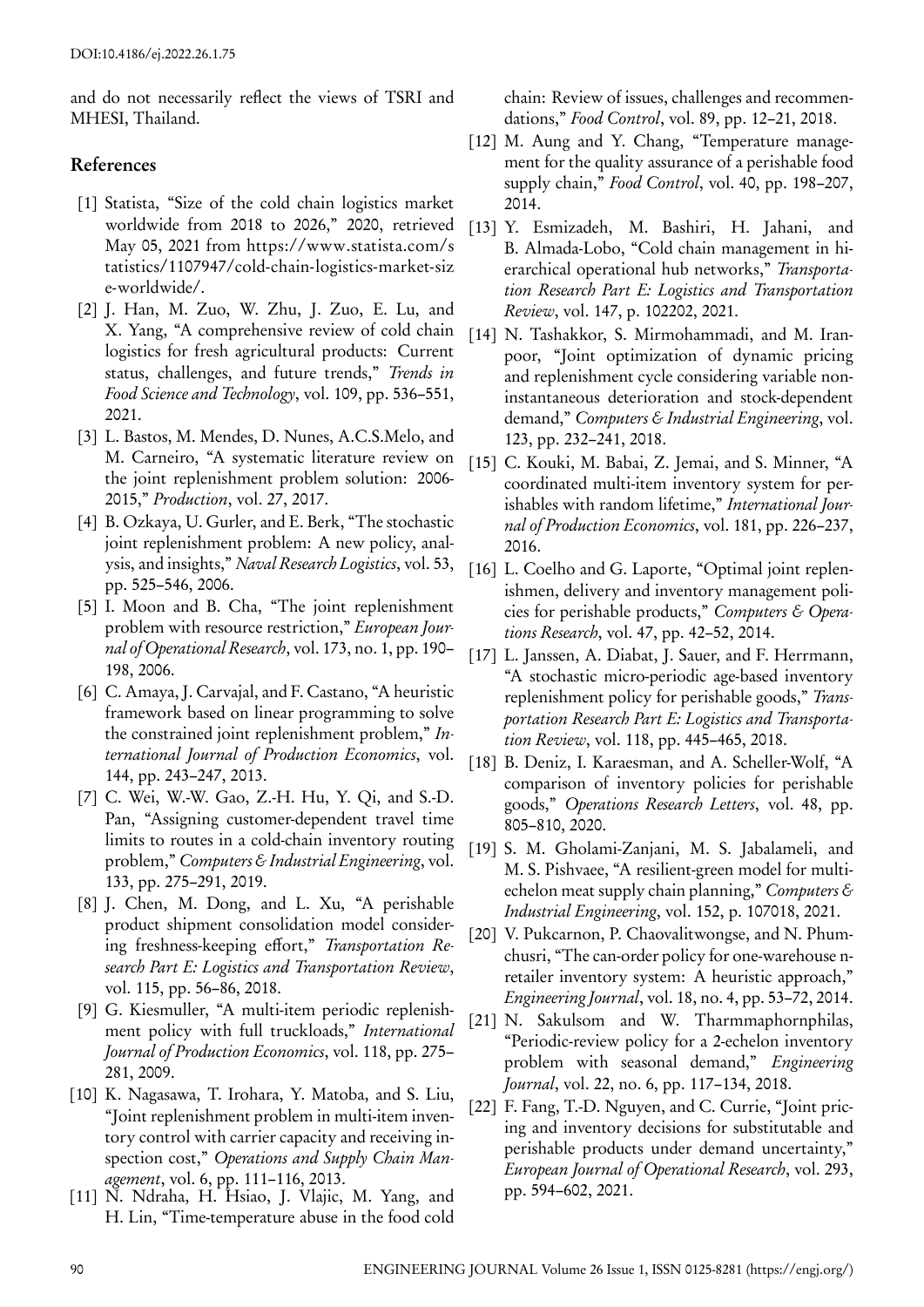and do not necessarily reflect the views of TSRI and MHESI, Thailand.

## References

[1] Statista, "Size of the cold chain logistics market worldwide from 2018 to 2026," 2020, retrieved May 05, 2021 from https://www.statista.com/statistics/1107947/cold-chain-logistics-market-size-worldwide/.

[2] J. Han, M. Zuo, W. Zhu, J. Zuo, E. Lu, and X. Yang, "A comprehensive review of cold chain logistics for fresh agricultural products: Current status, challenges, and future trends," *Trends in Food Science and Technology*, vol. 109, pp. 536–551, 2021.

[3] L. Bastos, M. Mendes, D. Nunes, A.C.S.Melo, and M. Carneiro, "A systematic literature review on the joint replenishment problem solution: 2006-2015," *Production*, vol. 27, 2017.

[4] B. Ozkaya, U. Gurler, and E. Berk, "The stochastic joint replenishment problem: A new policy, analysis, and insights," *Naval Research Logistics*, vol. 53, pp. 525–546, 2006.

[5] I. Moon and B. Cha, "The joint replenishment problem with resource restriction," *European Journal of Operational Research*, vol. 173, no. 1, pp. 190–198, 2006.

[6] C. Amaya, J. Carvajal, and F. Castano, "A heuristic framework based on linear programming to solve the constrained joint replenishment problem," *International Journal of Production Economics*, vol. 144, pp. 243–247, 2013.

[7] C. Wei, W.-W. Gao, Z.-H. Hu, Y. Qi, and S.-D. Pan, "Assigning customer-dependent travel time limits to routes in a cold-chain inventory routing problem," *Computers & Industrial Engineering*, vol. 133, pp. 275–291, 2019.

[8] J. Chen, M. Dong, and L. Xu, "A perishable product shipment consolidation model considering freshness-keeping effort," *Transportation Research Part E: Logistics and Transportation Review*, vol. 115, pp. 56–86, 2018.

[9] G. Kiesmuller, "A multi-item periodic replenishment policy with full truckloads," *International Journal of Production Economics*, vol. 118, pp. 275–281, 2009.

[10] K. Nagasawa, T. Irohara, Y. Matoba, and S. Liu, "Joint replenishment problem in multi-item inventory control with carrier capacity and receiving inspection cost," *Operations and Supply Chain Management*, vol. 6, pp. 111–116, 2013.

[11] N. Ndraha, H. Hsiao, J. Vlajic, M. Yang, and H. Lin, "Time-temperature abuse in the food cold chain: Review of issues, challenges and recommendations," *Food Control*, vol. 89, pp. 12–21, 2018.

[12] M. Aung and Y. Chang, "Temperature management for the quality assurance of a perishable food supply chain," *Food Control*, vol. 40, pp. 198–207, 2014.

[13] Y. Esmizadeh, M. Bashiri, H. Jahani, and B. Almada-Lobo, "Cold chain management in hierarchical operational hub networks," *Transportation Research Part E: Logistics and Transportation Review*, vol. 147, p. 102202, 2021.

[14] N. Tashakkor, S. Mirmohammadi, and M. Iranpoor, "Joint optimization of dynamic pricing and replenishment cycle considering variable non-instantaneous deterioration and stock-dependent demand," *Computers & Industrial Engineering*, vol. 123, pp. 232–241, 2018.

[15] C. Kouki, M. Babai, Z. Jemai, and S. Minner, "A coordinated multi-item inventory system for perishables with random lifetime," *International Journal of Production Economics*, vol. 181, pp. 226–237, 2016.

[16] L. Coelho and G. Laporte, "Optimal joint replenishmen, delivery and inventory management policies for perishable products," *Computers & Operations Research*, vol. 47, pp. 42–52, 2014.

[17] L. Janssen, A. Diabat, J. Sauer, and F. Herrmann, "A stochastic micro-periodic age-based inventory replenishment policy for perishable goods," *Transportation Research Part E: Logistics and Transportation Review*, vol. 118, pp. 445–465, 2018.

[18] B. Deniz, I. Karaesman, and A. Scheller-Wolf, "A comparison of inventory policies for perishable goods," *Operations Research Letters*, vol. 48, pp. 805–810, 2020.

[19] S. M. Gholami-Zanjani, M. S. Jabalameli, and M. S. Pishvaee, "A resilient-green model for multi-echelon meat supply chain planning," *Computers & Industrial Engineering*, vol. 152, p. 107018, 2021.

[20] V. Pukcarnon, P. Chaovalitwongse, and N. Phumchusri, "The can-order policy for one-warehouse n-retailer inventory system: A heuristic approach," *Engineering Journal*, vol. 18, no. 4, pp. 53–72, 2014.

[21] N. Sakulsom and W. Tharmmaphornphilas, "Periodic-review policy for a 2-echelon inventory problem with seasonal demand," *Engineering Journal*, vol. 22, no. 6, pp. 117–134, 2018.

[22] F. Fang, T.-D. Nguyen, and C. Currie, "Joint pricing and inventory decisions for substitutable and perishable products under demand uncertainty," *European Journal of Operational Research*, vol. 293, pp. 594–602, 2021.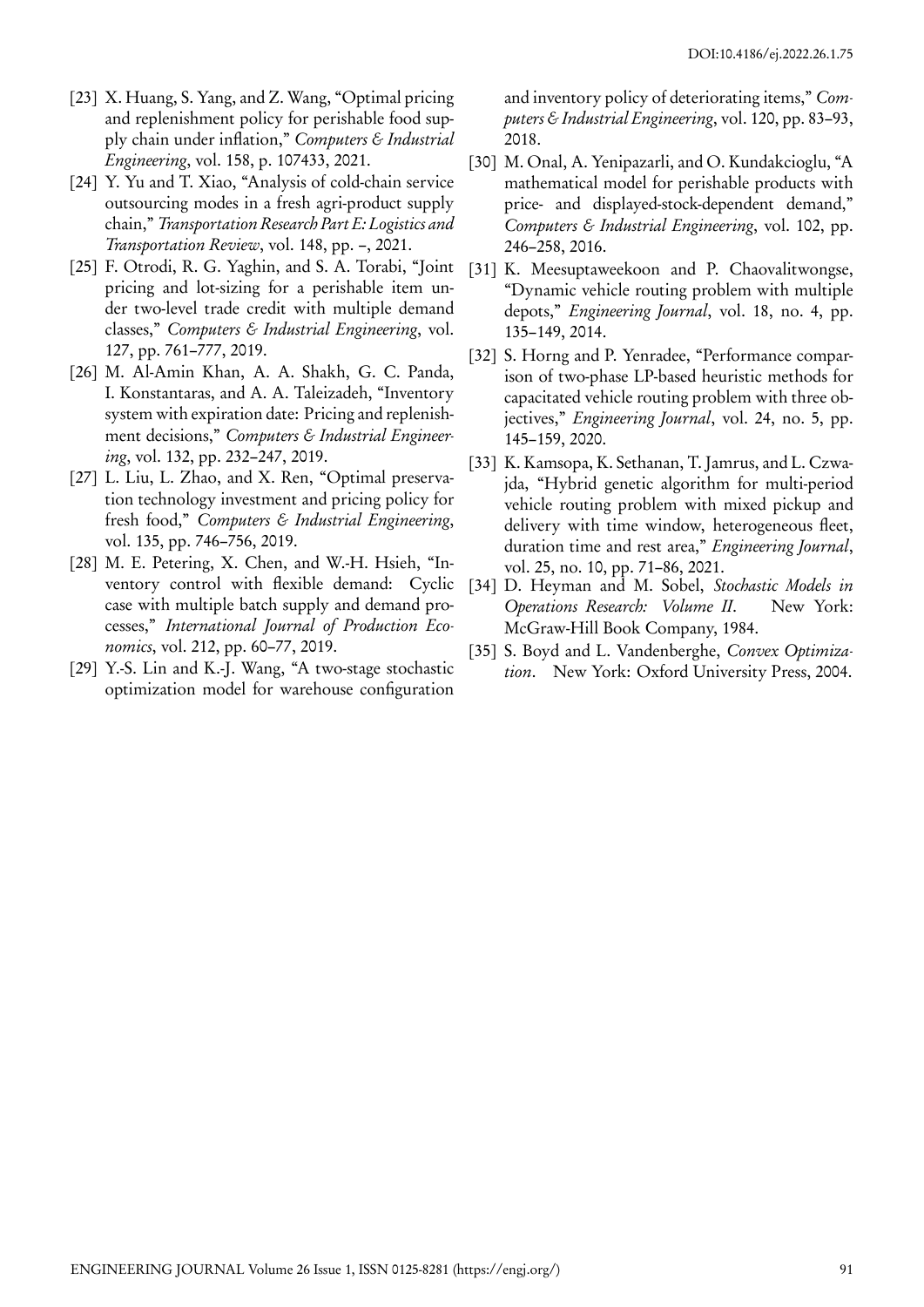[23] X. Huang, S. Yang, and Z. Wang, "Optimal pricing and replenishment policy for perishable food supply chain under inflation," *Computers & Industrial Engineering*, vol. 158, p. 107433, 2021.

[24] Y. Yu and T. Xiao, "Analysis of cold-chain service outsourcing modes in a fresh agri-product supply chain," *Transportation Research Part E: Logistics and Transportation Review*, vol. 148, pp. –, 2021.

[25] F. Otrodi, R. G. Yaghin, and S. A. Torabi, "Joint pricing and lot-sizing for a perishable item under two-level trade credit with multiple demand classes," *Computers & Industrial Engineering*, vol. 127, pp. 761–777, 2019.

[26] M. Al-Amin Khan, A. A. Shakh, G. C. Panda, I. Konstantaras, and A. A. Taleizadeh, "Inventory system with expiration date: Pricing and replenishment decisions," *Computers & Industrial Engineering*, vol. 132, pp. 232–247, 2019.

[27] L. Liu, L. Zhao, and X. Ren, "Optimal preservation technology investment and pricing policy for fresh food," *Computers & Industrial Engineering*, vol. 135, pp. 746–756, 2019.

[28] M. E. Petering, X. Chen, and W.-H. Hsieh, "Inventory control with flexible demand: Cyclic case with multiple batch supply and demand processes," *International Journal of Production Economics*, vol. 212, pp. 60–77, 2019.

[29] Y.-S. Lin and K.-J. Wang, "A two-stage stochastic optimization model for warehouse configuration and inventory policy of deteriorating items," *Computers & Industrial Engineering*, vol. 120, pp. 83–93, 2018.

[30] M. Onal, A. Yenipazarli, and O. Kundakcioglu, "A mathematical model for perishable products with price- and displayed-stock-dependent demand," *Computers & Industrial Engineering*, vol. 102, pp. 246–258, 2016.

[31] K. Meesuptaweekoon and P. Chaovalitwongse, "Dynamic vehicle routing problem with multiple depots," *Engineering Journal*, vol. 18, no. 4, pp. 135–149, 2014.

[32] S. Horng and P. Yenradee, "Performance comparison of two-phase LP-based heuristic methods for capacitated vehicle routing problem with three objectives," *Engineering Journal*, vol. 24, no. 5, pp. 145–159, 2020.

[33] K. Kamsopa, K. Sethanan, T. Jamrus, and L. Czwajda, "Hybrid genetic algorithm for multi-period vehicle routing problem with mixed pickup and delivery with time window, heterogeneous fleet, duration time and rest area," *Engineering Journal*, vol. 25, no. 10, pp. 71–86, 2021.

[34] D. Heyman and M. Sobel, *Stochastic Models in Operations Research: Volume II*. New York: McGraw-Hill Book Company, 1984.

[35] S. Boyd and L. Vandenberghe, *Convex Optimization*. New York: Oxford University Press, 2004.